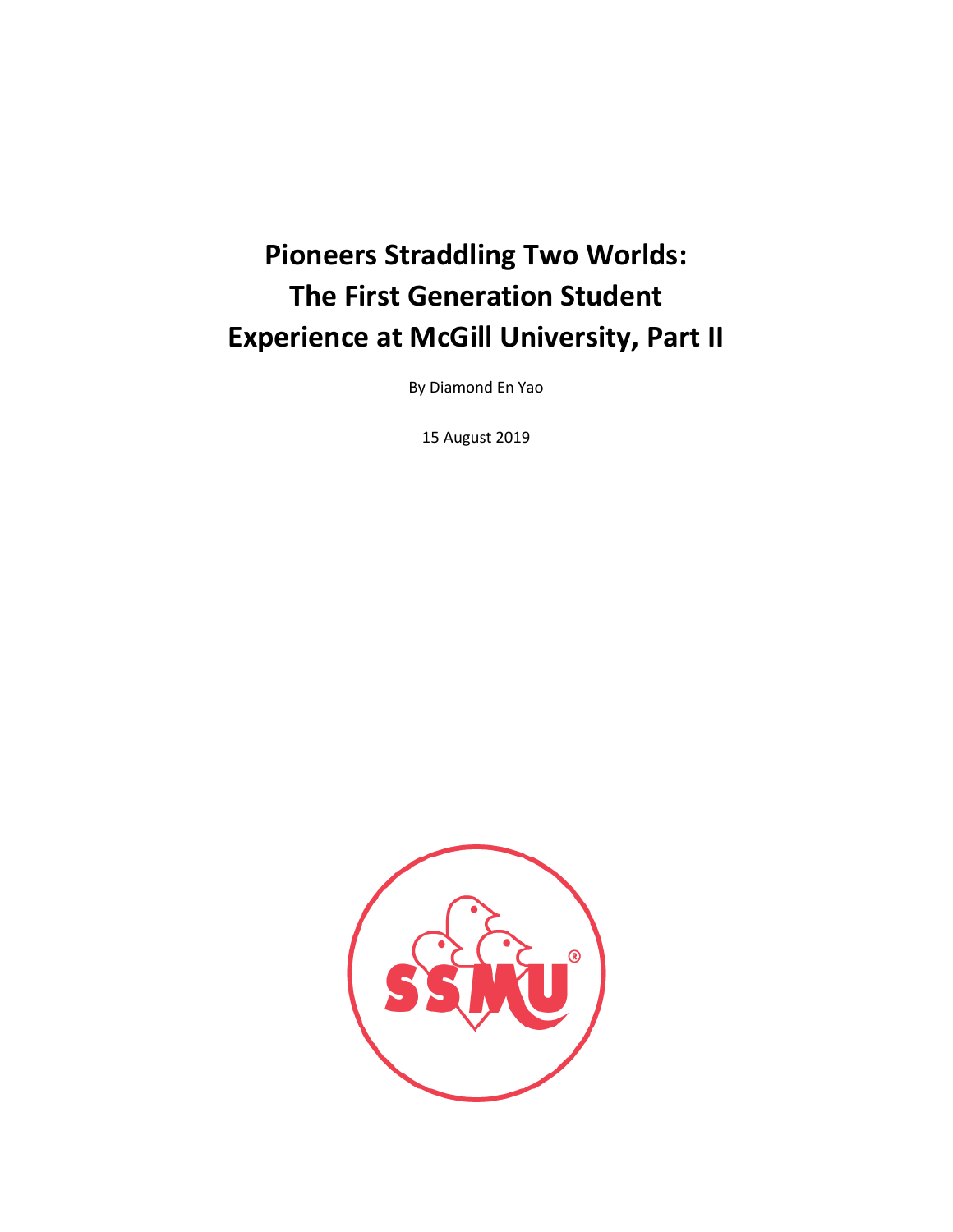# Pioneers Straddling Two Worlds: The First Generation Student Experience at McGill University, Part II

By Diamond En Yao

15 August 2019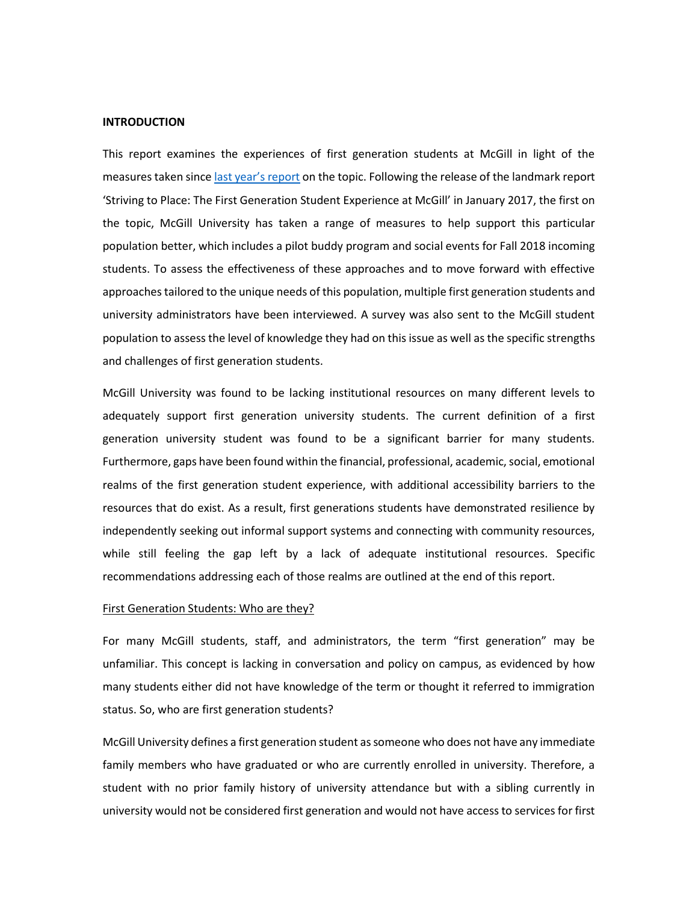**INTRODUCTION**

This report examines the experiences of first generation students at McGill in light of the measures taken since [last year's report] on the topic. Following the release of the landmark report 'Striving to Place: The First Generation Student Experience at McGill' in January 2017, the first on the topic, McGill University has taken a range of measures to help support this particular population better, which includes a pilot buddy program and social events for Fall 2018 incoming students. To assess the effectiveness of these approaches and to move forward with effective approaches tailored to the unique needs of this population, multiple first generation students and university administrators have been interviewed. A survey was also sent to the McGill student population to assess the level of knowledge they had on this issue as well as the specific strengths and challenges of first generation students.

McGill University was found to be lacking institutional resources on many different levels to adequately support first generation university students. The current definition of a first generation university student was found to be a significant barrier for many students. Furthermore, gaps have been found within the financial, professional, academic, social, emotional realms of the first generation student experience, with additional accessibility barriers to the resources that do exist. As a result, first generations students have demonstrated resilience by independently seeking out informal support systems and connecting with community resources, while still feeling the gap left by a lack of adequate institutional resources. Specific recommendations addressing each of those realms are outlined at the end of this report.

First Generation Students: Who are they?

For many McGill students, staff, and administrators, the term "first generation" may be unfamiliar. This concept is lacking in conversation and policy on campus, as evidenced by how many students either did not have knowledge of the term or thought it referred to immigration status. So, who are first generation students?

McGill University defines a first generation student as someone who does not have any immediate family members who have graduated or who are currently enrolled in university. Therefore, a student with no prior family history of university attendance but with a sibling currently in university would not be considered first generation and would not have access to services for first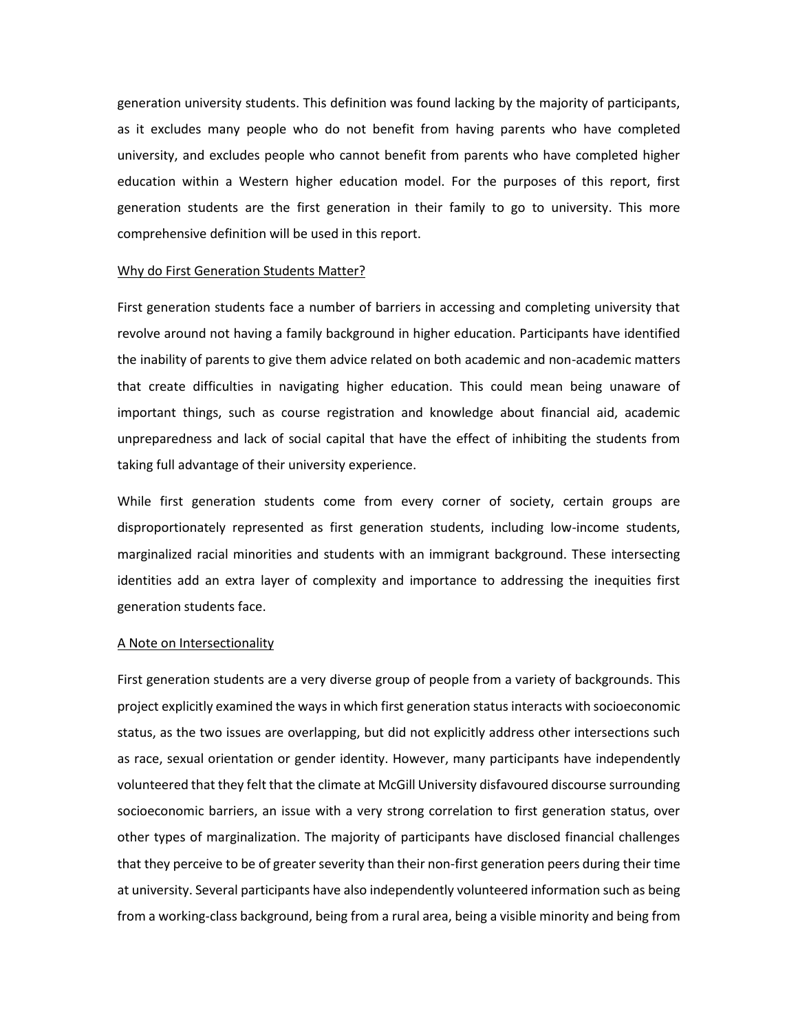generation university students. This definition was found lacking by the majority of participants, as it excludes many people who do not benefit from having parents who have completed university, and excludes people who cannot benefit from parents who have completed higher education within a Western higher education model. For the purposes of this report, first generation students are the first generation in their family to go to university. This more comprehensive definition will be used in this report.

### Why do First Generation Students Matter?

First generation students face a number of barriers in accessing and completing university that revolve around not having a family background in higher education. Participants have identified the inability of parents to give them advice related on both academic and non-academic matters that create difficulties in navigating higher education. This could mean being unaware of important things, such as course registration and knowledge about financial aid, academic unpreparedness and lack of social capital that have the effect of inhibiting the students from taking full advantage of their university experience.

While first generation students come from every corner of society, certain groups are disproportionately represented as first generation students, including low-income students, marginalized racial minorities and students with an immigrant background. These intersecting identities add an extra layer of complexity and importance to addressing the inequities first generation students face.

### A Note on Intersectionality

First generation students are a very diverse group of people from a variety of backgrounds. This project explicitly examined the ways in which first generation status interacts with socioeconomic status, as the two issues are overlapping, but did not explicitly address other intersections such as race, sexual orientation or gender identity. However, many participants have independently volunteered that they felt that the climate at McGill University disfavoured discourse surrounding socioeconomic barriers, an issue with a very strong correlation to first generation status, over other types of marginalization. The majority of participants have disclosed financial challenges that they perceive to be of greater severity than their non-first generation peers during their time at university. Several participants have also independently volunteered information such as being from a working-class background, being from a rural area, being a visible minority and being from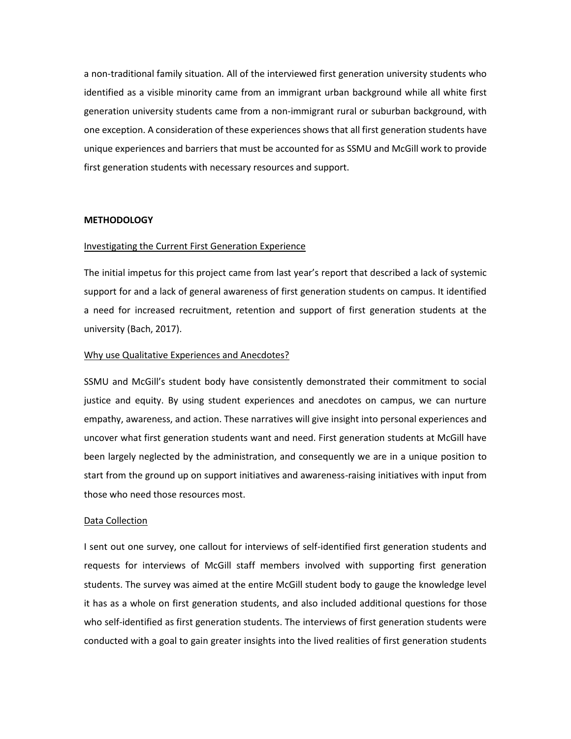a non-traditional family situation. All of the interviewed first generation university students who identified as a visible minority came from an immigrant urban background while all white first generation university students came from a non-immigrant rural or suburban background, with one exception. A consideration of these experiences shows that all first generation students have unique experiences and barriers that must be accounted for as SSMU and McGill work to provide first generation students with necessary resources and support.

## METHODOLOGY

### Investigating the Current First Generation Experience

The initial impetus for this project came from last year's report that described a lack of systemic support for and a lack of general awareness of first generation students on campus. It identified a need for increased recruitment, retention and support of first generation students at the university (Bach, 2017).

### Why use Qualitative Experiences and Anecdotes?

SSMU and McGill's student body have consistently demonstrated their commitment to social justice and equity. By using student experiences and anecdotes on campus, we can nurture empathy, awareness, and action. These narratives will give insight into personal experiences and uncover what first generation students want and need. First generation students at McGill have been largely neglected by the administration, and consequently we are in a unique position to start from the ground up on support initiatives and awareness-raising initiatives with input from those who need those resources most.

### Data Collection

I sent out one survey, one callout for interviews of self-identified first generation students and requests for interviews of McGill staff members involved with supporting first generation students. The survey was aimed at the entire McGill student body to gauge the knowledge level it has as a whole on first generation students, and also included additional questions for those who self-identified as first generation students. The interviews of first generation students were conducted with a goal to gain greater insights into the lived realities of first generation students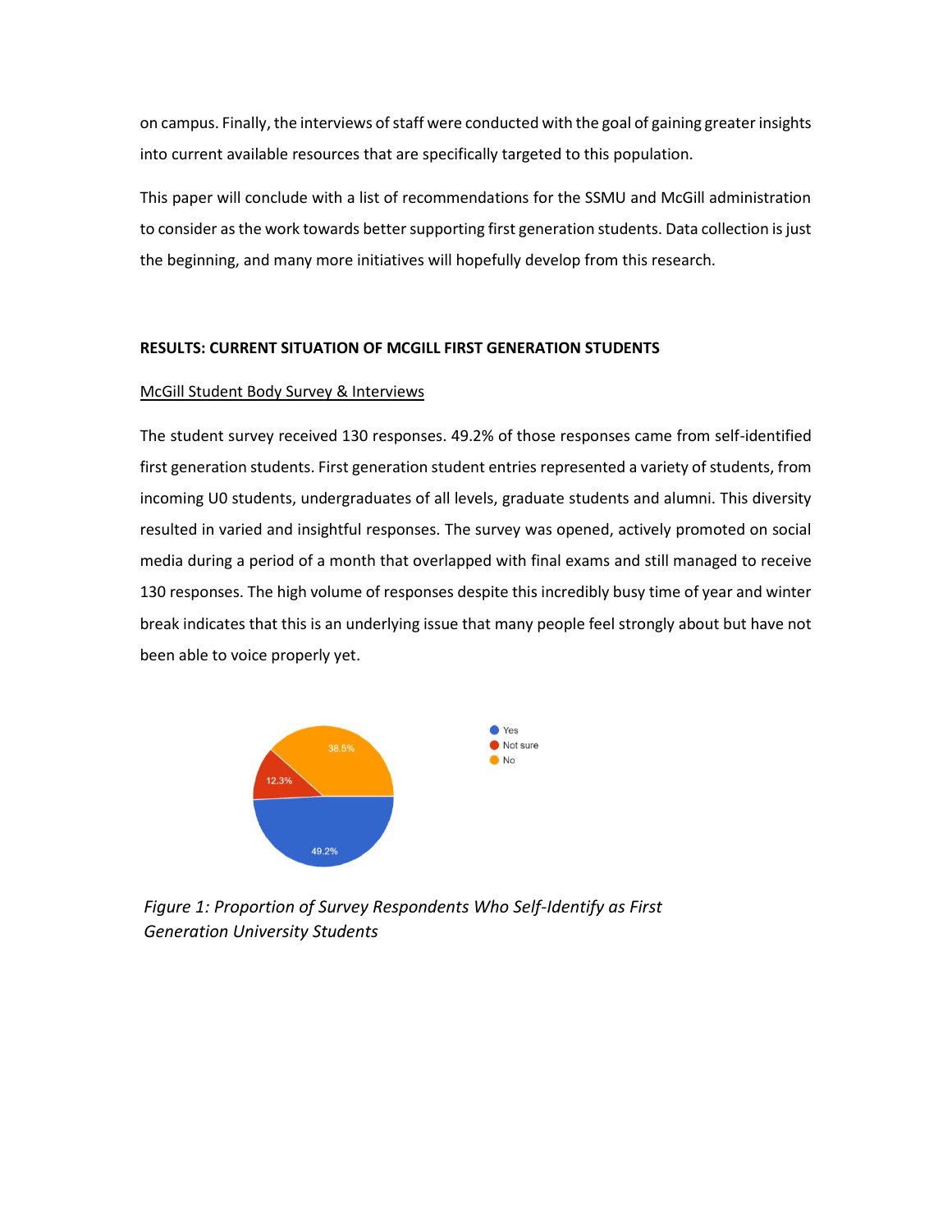on campus. Finally, the interviews of staff were conducted with the goal of gaining greater insights into current available resources that are specifically targeted to this population.

This paper will conclude with a list of recommendations for the SSMU and McGill administration to consider as the work towards better supporting first generation students. Data collection is just the beginning, and many more initiatives will hopefully develop from this research.

**RESULTS: CURRENT SITUATION OF MCGILL FIRST GENERATION STUDENTS**

McGill Student Body Survey & Interviews

The student survey received 130 responses. 49.2% of those responses came from self-identified first generation students. First generation student entries represented a variety of students, from incoming U0 students, undergraduates of all levels, graduate students and alumni. This diversity resulted in varied and insightful responses. The survey was opened, actively promoted on social media during a period of a month that overlapped with final exams and still managed to receive 130 responses. The high volume of responses despite this incredibly busy time of year and winter break indicates that this is an underlying issue that many people feel strongly about but have not been able to voice properly yet.

| Response | Percentage |
| --- | --- |
| Yes | 49.2% |
| Not sure | 12.3% |
| No | 38.5% |

*Figure 1: Proportion of Survey Respondents Who Self-Identify as First Generation University Students*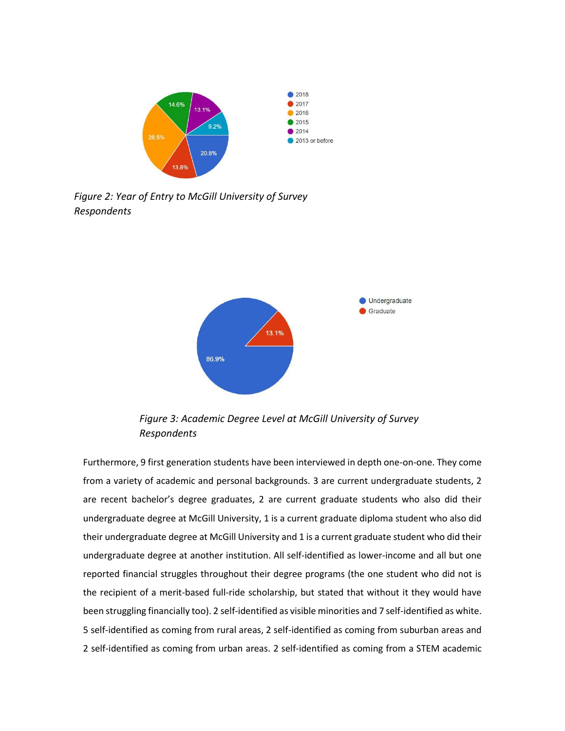*Figure 2: Year of Entry to McGill University of Survey Respondents*

*Figure 3: Academic Degree Level at McGill University of Survey Respondents*

Furthermore, 9 first generation students have been interviewed in depth one-on-one. They come from a variety of academic and personal backgrounds. 3 are current undergraduate students, 2 are recent bachelor's degree graduates, 2 are current graduate students who also did their undergraduate degree at McGill University, 1 is a current graduate diploma student who also did their undergraduate degree at McGill University and 1 is a current graduate student who did their undergraduate degree at another institution. All self-identified as lower-income and all but one reported financial struggles throughout their degree programs (the one student who did not is the recipient of a merit-based full-ride scholarship, but stated that without it they would have been struggling financially too). 2 self-identified as visible minorities and 7 self-identified as white. 5 self-identified as coming from rural areas, 2 self-identified as coming from suburban areas and 2 self-identified as coming from urban areas. 2 self-identified as coming from a STEM academic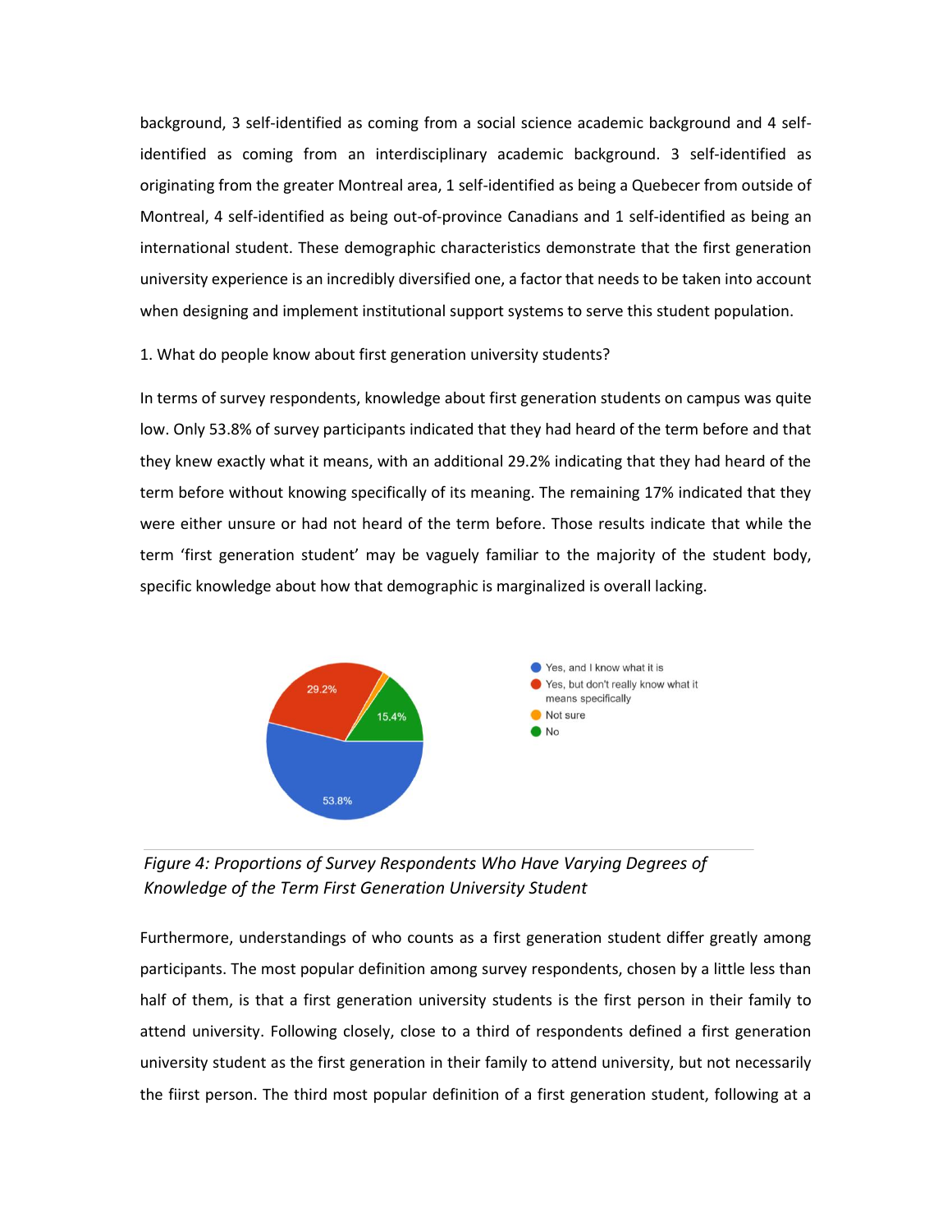background, 3 self-identified as coming from a social science academic background and 4 self-identified as coming from an interdisciplinary academic background. 3 self-identified as originating from the greater Montreal area, 1 self-identified as being a Quebecer from outside of Montreal, 4 self-identified as being out-of-province Canadians and 1 self-identified as being an international student. These demographic characteristics demonstrate that the first generation university experience is an incredibly diversified one, a factor that needs to be taken into account when designing and implement institutional support systems to serve this student population.

1. What do people know about first generation university students?

In terms of survey respondents, knowledge about first generation students on campus was quite low. Only 53.8% of survey participants indicated that they had heard of the term before and that they knew exactly what it means, with an additional 29.2% indicating that they had heard of the term before without knowing specifically of its meaning. The remaining 17% indicated that they were either unsure or had not heard of the term before. Those results indicate that while the term 'first generation student' may be vaguely familiar to the majority of the student body, specific knowledge about how that demographic is marginalized is overall lacking.

*Figure 4: Proportions of Survey Respondents Who Have Varying Degrees of Knowledge of the Term First Generation University Student*

Furthermore, understandings of who counts as a first generation student differ greatly among participants. The most popular definition among survey respondents, chosen by a little less than half of them, is that a first generation university students is the first person in their family to attend university. Following closely, close to a third of respondents defined a first generation university student as the first generation in their family to attend university, but not necessarily the fiirst person. The third most popular definition of a first generation student, following at a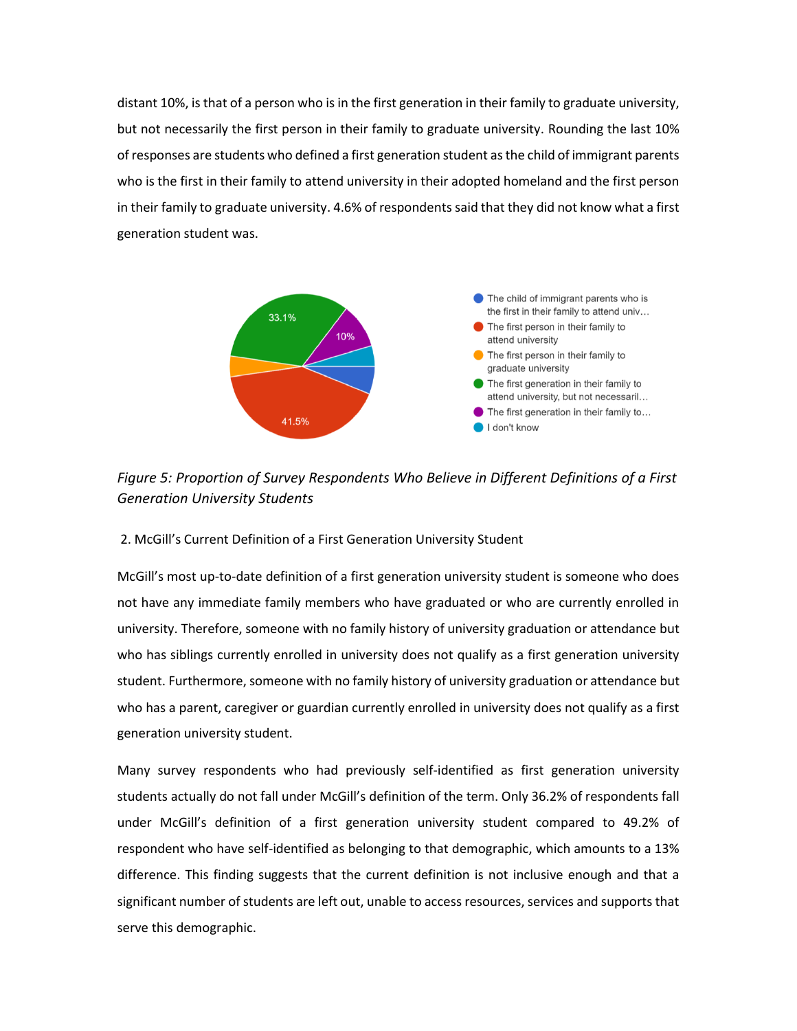distant 10%, is that of a person who is in the first generation in their family to graduate university, but not necessarily the first person in their family to graduate university. Rounding the last 10% of responses are students who defined a first generation student as the child of immigrant parents who is the first in their family to attend university in their adopted homeland and the first person in their family to graduate university. 4.6% of respondents said that they did not know what a first generation student was.

*Figure 5: Proportion of Survey Respondents Who Believe in Different Definitions of a First Generation University Students*

2. McGill's Current Definition of a First Generation University Student

McGill's most up-to-date definition of a first generation university student is someone who does not have any immediate family members who have graduated or who are currently enrolled in university. Therefore, someone with no family history of university graduation or attendance but who has siblings currently enrolled in university does not qualify as a first generation university student. Furthermore, someone with no family history of university graduation or attendance but who has a parent, caregiver or guardian currently enrolled in university does not qualify as a first generation university student.

Many survey respondents who had previously self-identified as first generation university students actually do not fall under McGill's definition of the term. Only 36.2% of respondents fall under McGill's definition of a first generation university student compared to 49.2% of respondent who have self-identified as belonging to that demographic, which amounts to a 13% difference. This finding suggests that the current definition is not inclusive enough and that a significant number of students are left out, unable to access resources, services and supports that serve this demographic.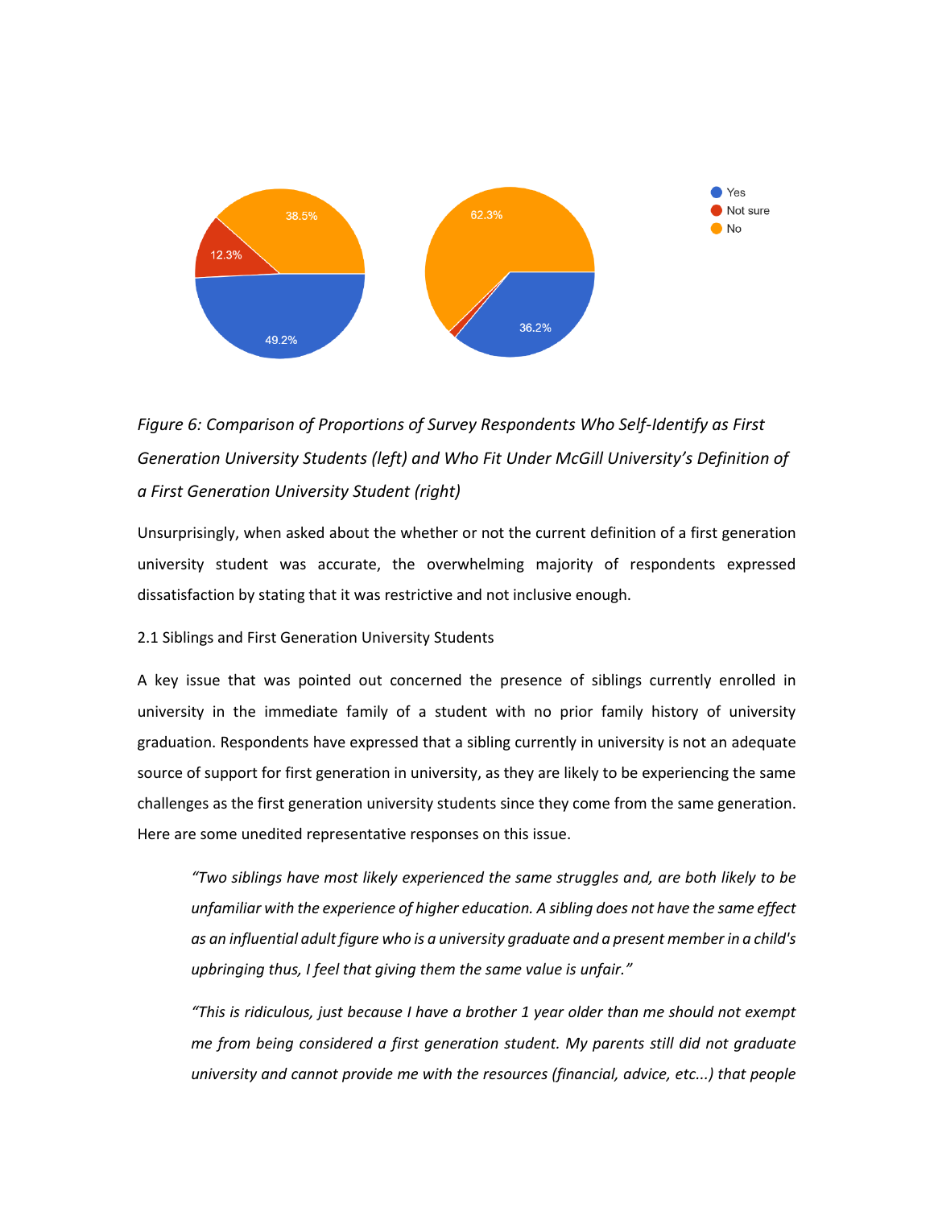*Figure 6: Comparison of Proportions of Survey Respondents Who Self-Identify as First Generation University Students (left) and Who Fit Under McGill University's Definition of a First Generation University Student (right)*

Unsurprisingly, when asked about the whether or not the current definition of a first generation university student was accurate, the overwhelming majority of respondents expressed dissatisfaction by stating that it was restrictive and not inclusive enough.

### 2.1 Siblings and First Generation University Students

A key issue that was pointed out concerned the presence of siblings currently enrolled in university in the immediate family of a student with no prior family history of university graduation. Respondents have expressed that a sibling currently in university is not an adequate source of support for first generation in university, as they are likely to be experiencing the same challenges as the first generation university students since they come from the same generation. Here are some unedited representative responses on this issue.

> *"Two siblings have most likely experienced the same struggles and, are both likely to be unfamiliar with the experience of higher education. A sibling does not have the same effect as an influential adult figure who is a university graduate and a present member in a child's upbringing thus, I feel that giving them the same value is unfair."*

> *"This is ridiculous, just because I have a brother 1 year older than me should not exempt me from being considered a first generation student. My parents still did not graduate university and cannot provide me with the resources (financial, advice, etc...) that people*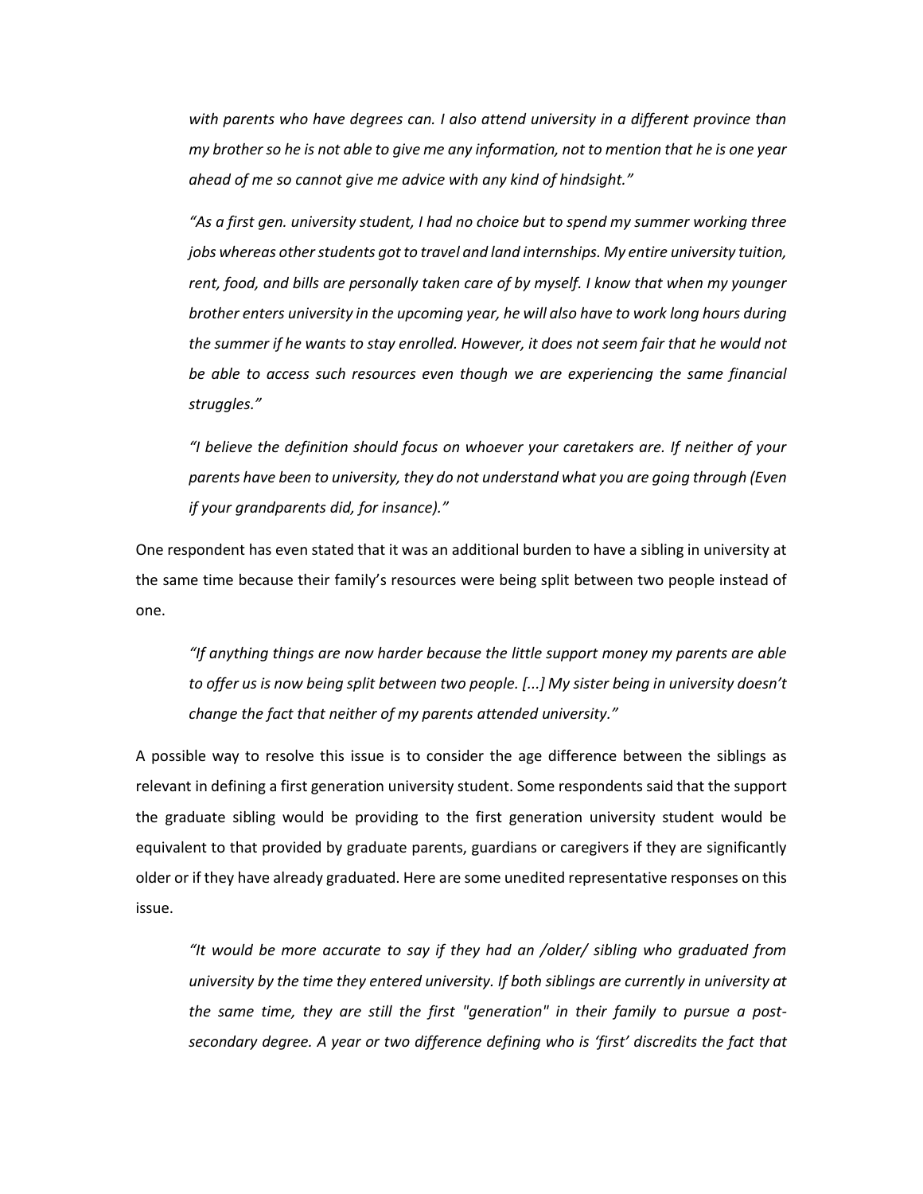*with parents who have degrees can. I also attend university in a different province than my brother so he is not able to give me any information, not to mention that he is one year ahead of me so cannot give me advice with any kind of hindsight."*

> *"As a first gen. university student, I had no choice but to spend my summer working three jobs whereas other students got to travel and land internships. My entire university tuition, rent, food, and bills are personally taken care of by myself. I know that when my younger brother enters university in the upcoming year, he will also have to work long hours during the summer if he wants to stay enrolled. However, it does not seem fair that he would not be able to access such resources even though we are experiencing the same financial struggles."*

> *"I believe the definition should focus on whoever your caretakers are. If neither of your parents have been to university, they do not understand what you are going through (Even if your grandparents did, for insance)."*

One respondent has even stated that it was an additional burden to have a sibling in university at the same time because their family's resources were being split between two people instead of one.

> *"If anything things are now harder because the little support money my parents are able to offer us is now being split between two people. [...] My sister being in university doesn't change the fact that neither of my parents attended university."*

A possible way to resolve this issue is to consider the age difference between the siblings as relevant in defining a first generation university student. Some respondents said that the support the graduate sibling would be providing to the first generation university student would be equivalent to that provided by graduate parents, guardians or caregivers if they are significantly older or if they have already graduated. Here are some unedited representative responses on this issue.

> *"It would be more accurate to say if they had an /older/ sibling who graduated from university by the time they entered university. If both siblings are currently in university at the same time, they are still the first "generation" in their family to pursue a post-secondary degree. A year or two difference defining who is 'first' discredits the fact that*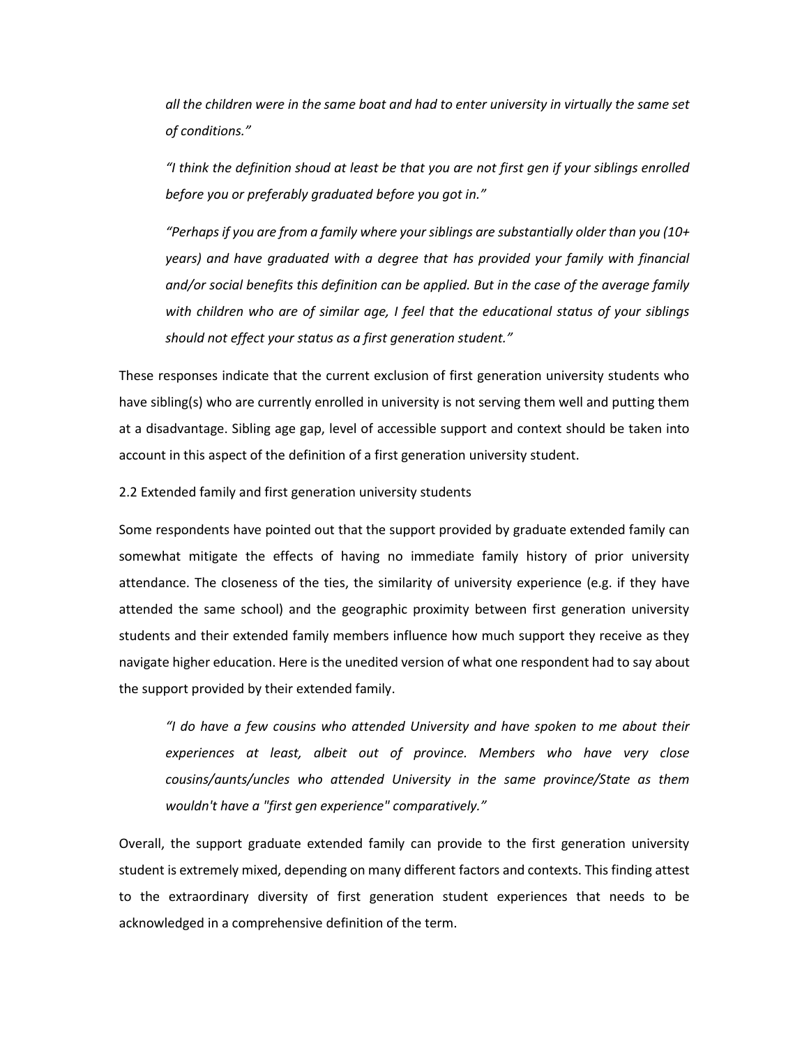*all the children were in the same boat and had to enter university in virtually the same set of conditions."*

*"I think the definition shoud at least be that you are not first gen if your siblings enrolled before you or preferably graduated before you got in."*

*"Perhaps if you are from a family where your siblings are substantially older than you (10+ years) and have graduated with a degree that has provided your family with financial and/or social benefits this definition can be applied. But in the case of the average family with children who are of similar age, I feel that the educational status of your siblings should not effect your status as a first generation student."*

These responses indicate that the current exclusion of first generation university students who have sibling(s) who are currently enrolled in university is not serving them well and putting them at a disadvantage. Sibling age gap, level of accessible support and context should be taken into account in this aspect of the definition of a first generation university student.

2.2 Extended family and first generation university students

Some respondents have pointed out that the support provided by graduate extended family can somewhat mitigate the effects of having no immediate family history of prior university attendance. The closeness of the ties, the similarity of university experience (e.g. if they have attended the same school) and the geographic proximity between first generation university students and their extended family members influence how much support they receive as they navigate higher education. Here is the unedited version of what one respondent had to say about the support provided by their extended family.

*"I do have a few cousins who attended University and have spoken to me about their experiences at least, albeit out of province. Members who have very close cousins/aunts/uncles who attended University in the same province/State as them wouldn't have a "first gen experience" comparatively."*

Overall, the support graduate extended family can provide to the first generation university student is extremely mixed, depending on many different factors and contexts. This finding attest to the extraordinary diversity of first generation student experiences that needs to be acknowledged in a comprehensive definition of the term.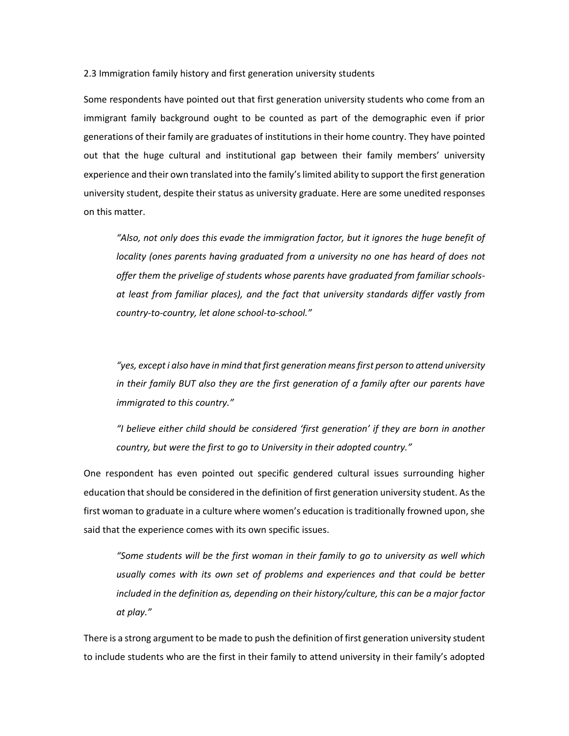### 2.3 Immigration family history and first generation university students

Some respondents have pointed out that first generation university students who come from an immigrant family background ought to be counted as part of the demographic even if prior generations of their family are graduates of institutions in their home country. They have pointed out that the huge cultural and institutional gap between their family members' university experience and their own translated into the family's limited ability to support the first generation university student, despite their status as university graduate. Here are some unedited responses on this matter.

> *"Also, not only does this evade the immigration factor, but it ignores the huge benefit of locality (ones parents having graduated from a university no one has heard of does not offer them the privelige of students whose parents have graduated from familiar schools- at least from familiar places), and the fact that university standards differ vastly from country-to-country, let alone school-to-school."*

> *"yes, except i also have in mind that first generation means first person to attend university in their family BUT also they are the first generation of a family after our parents have immigrated to this country."*

> *"I believe either child should be considered 'first generation' if they are born in another country, but were the first to go to University in their adopted country."*

One respondent has even pointed out specific gendered cultural issues surrounding higher education that should be considered in the definition of first generation university student. As the first woman to graduate in a culture where women's education is traditionally frowned upon, she said that the experience comes with its own specific issues.

> *"Some students will be the first woman in their family to go to university as well which usually comes with its own set of problems and experiences and that could be better included in the definition as, depending on their history/culture, this can be a major factor at play."*

There is a strong argument to be made to push the definition of first generation university student to include students who are the first in their family to attend university in their family's adopted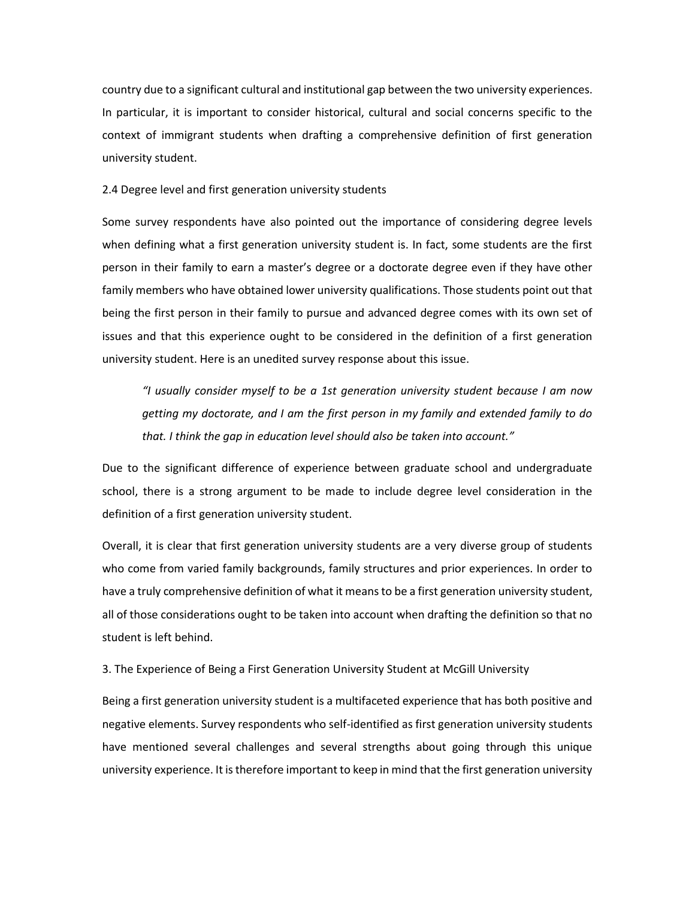country due to a significant cultural and institutional gap between the two university experiences. In particular, it is important to consider historical, cultural and social concerns specific to the context of immigrant students when drafting a comprehensive definition of first generation university student.

### 2.4 Degree level and first generation university students

Some survey respondents have also pointed out the importance of considering degree levels when defining what a first generation university student is. In fact, some students are the first person in their family to earn a master's degree or a doctorate degree even if they have other family members who have obtained lower university qualifications. Those students point out that being the first person in their family to pursue and advanced degree comes with its own set of issues and that this experience ought to be considered in the definition of a first generation university student. Here is an unedited survey response about this issue.

> *"I usually consider myself to be a 1st generation university student because I am now getting my doctorate, and I am the first person in my family and extended family to do that. I think the gap in education level should also be taken into account."*

Due to the significant difference of experience between graduate school and undergraduate school, there is a strong argument to be made to include degree level consideration in the definition of a first generation university student.

Overall, it is clear that first generation university students are a very diverse group of students who come from varied family backgrounds, family structures and prior experiences. In order to have a truly comprehensive definition of what it means to be a first generation university student, all of those considerations ought to be taken into account when drafting the definition so that no student is left behind.

## 3. The Experience of Being a First Generation University Student at McGill University

Being a first generation university student is a multifaceted experience that has both positive and negative elements. Survey respondents who self-identified as first generation university students have mentioned several challenges and several strengths about going through this unique university experience. It is therefore important to keep in mind that the first generation university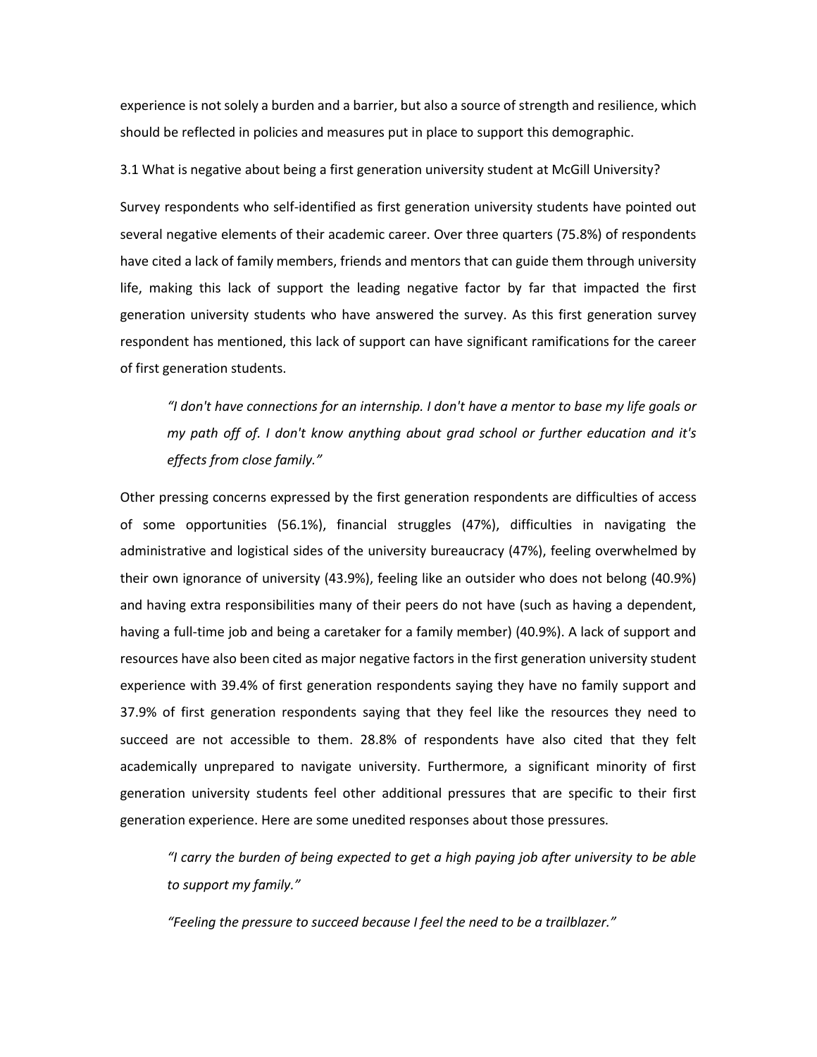experience is not solely a burden and a barrier, but also a source of strength and resilience, which should be reflected in policies and measures put in place to support this demographic.

### 3.1 What is negative about being a first generation university student at McGill University?

Survey respondents who self-identified as first generation university students have pointed out several negative elements of their academic career. Over three quarters (75.8%) of respondents have cited a lack of family members, friends and mentors that can guide them through university life, making this lack of support the leading negative factor by far that impacted the first generation university students who have answered the survey. As this first generation survey respondent has mentioned, this lack of support can have significant ramifications for the career of first generation students.

> *"I don't have connections for an internship. I don't have a mentor to base my life goals or my path off of. I don't know anything about grad school or further education and it's effects from close family."*

Other pressing concerns expressed by the first generation respondents are difficulties of access of some opportunities (56.1%), financial struggles (47%), difficulties in navigating the administrative and logistical sides of the university bureaucracy (47%), feeling overwhelmed by their own ignorance of university (43.9%), feeling like an outsider who does not belong (40.9%) and having extra responsibilities many of their peers do not have (such as having a dependent, having a full-time job and being a caretaker for a family member) (40.9%). A lack of support and resources have also been cited as major negative factors in the first generation university student experience with 39.4% of first generation respondents saying they have no family support and 37.9% of first generation respondents saying that they feel like the resources they need to succeed are not accessible to them. 28.8% of respondents have also cited that they felt academically unprepared to navigate university. Furthermore, a significant minority of first generation university students feel other additional pressures that are specific to their first generation experience. Here are some unedited responses about those pressures.

> *"I carry the burden of being expected to get a high paying job after university to be able to support my family."*
>
> *"Feeling the pressure to succeed because I feel the need to be a trailblazer."*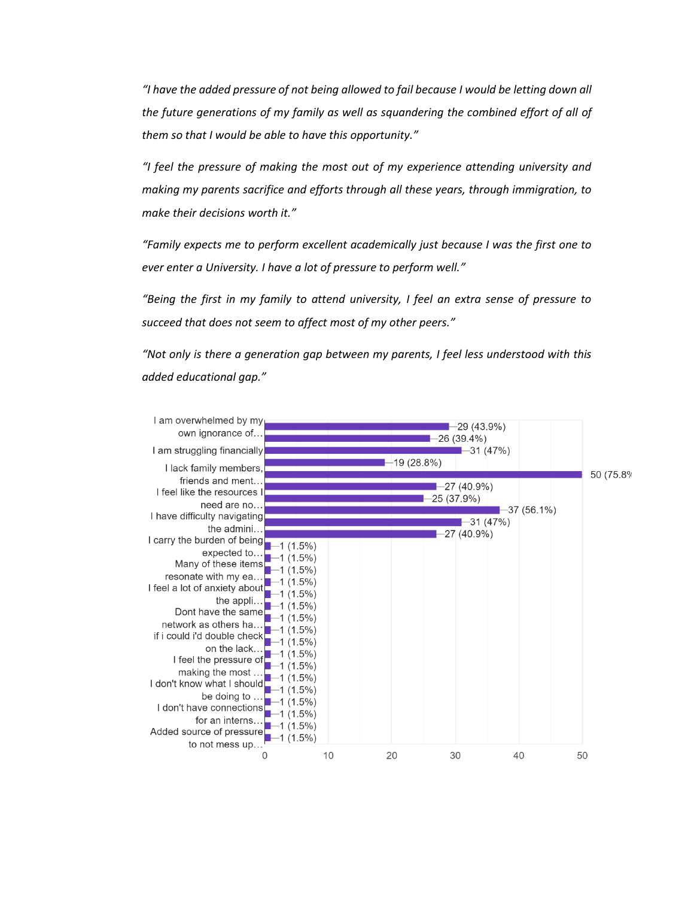*"I have the added pressure of not being allowed to fail because I would be letting down all the future generations of my family as well as squandering the combined effort of all of them so that I would be able to have this opportunity."*

*"I feel the pressure of making the most out of my experience attending university and making my parents sacrifice and efforts through all these years, through immigration, to make their decisions worth it."*

*"Family expects me to perform excellent academically just because I was the first one to ever enter a University. I have a lot of pressure to perform well."*

*"Being the first in my family to attend university, I feel an extra sense of pressure to succeed that does not seem to affect most of my other peers."*

*"Not only is there a generation gap between my parents, I feel less understood with this added educational gap."*

| Response | Count (%) |
| --- | --- |
| I am overwhelmed by my own ignorance of… | 29 (43.9%) |
| | 26 (39.4%) |
| I am struggling financially | 31 (47%) |
| | 19 (28.8%) |
| I lack family members, friends and ment… | 50 (75.8% |
| | 27 (40.9%) |
| I feel like the resources I need are no… | 25 (37.9%) |
| | 37 (56.1%) |
| I have difficulty navigating the admini… | 31 (47%) |
| | 27 (40.9%) |
| I carry the burden of being expected to… | 1 (1.5%) |
| | 1 (1.5%) |
| Many of these items resonate with my ea… | 1 (1.5%) |
| | 1 (1.5%) |
| I feel a lot of anxiety about the appli… | 1 (1.5%) |
| | 1 (1.5%) |
| Dont have the same network as others ha… | 1 (1.5%) |
| | 1 (1.5%) |
| if i could i'd double check on the lack… | 1 (1.5%) |
| | 1 (1.5%) |
| I feel the pressure of making the most … | 1 (1.5%) |
| | 1 (1.5%) |
| I don't know what I should be doing to … | 1 (1.5%) |
| | 1 (1.5%) |
| I don't have connections for an interns… | 1 (1.5%) |
| | 1 (1.5%) |
| Added source of pressure to not mess up… | 1 (1.5%) |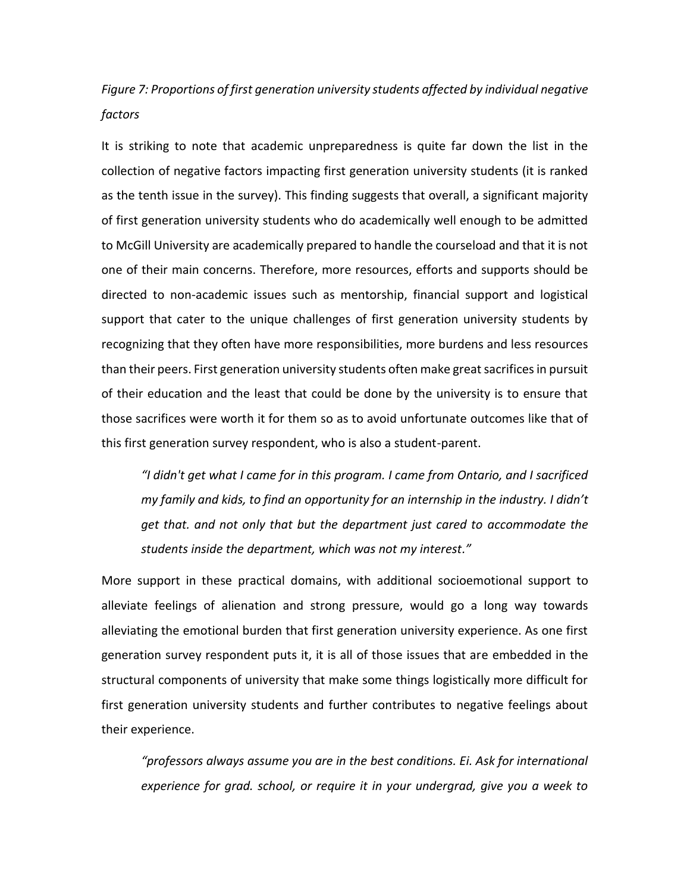*Figure 7: Proportions of first generation university students affected by individual negative factors*

It is striking to note that academic unpreparedness is quite far down the list in the collection of negative factors impacting first generation university students (it is ranked as the tenth issue in the survey). This finding suggests that overall, a significant majority of first generation university students who do academically well enough to be admitted to McGill University are academically prepared to handle the courseload and that it is not one of their main concerns. Therefore, more resources, efforts and supports should be directed to non-academic issues such as mentorship, financial support and logistical support that cater to the unique challenges of first generation university students by recognizing that they often have more responsibilities, more burdens and less resources than their peers. First generation university students often make great sacrifices in pursuit of their education and the least that could be done by the university is to ensure that those sacrifices were worth it for them so as to avoid unfortunate outcomes like that of this first generation survey respondent, who is also a student-parent.

> *"I didn't get what I came for in this program. I came from Ontario, and I sacrificed my family and kids, to find an opportunity for an internship in the industry. I didn't get that. and not only that but the department just cared to accommodate the students inside the department, which was not my interest."*

More support in these practical domains, with additional socioemotional support to alleviate feelings of alienation and strong pressure, would go a long way towards alleviating the emotional burden that first generation university experience. As one first generation survey respondent puts it, it is all of those issues that are embedded in the structural components of university that make some things logistically more difficult for first generation university students and further contributes to negative feelings about their experience.

> *"professors always assume you are in the best conditions. Ei. Ask for international experience for grad. school, or require it in your undergrad, give you a week to*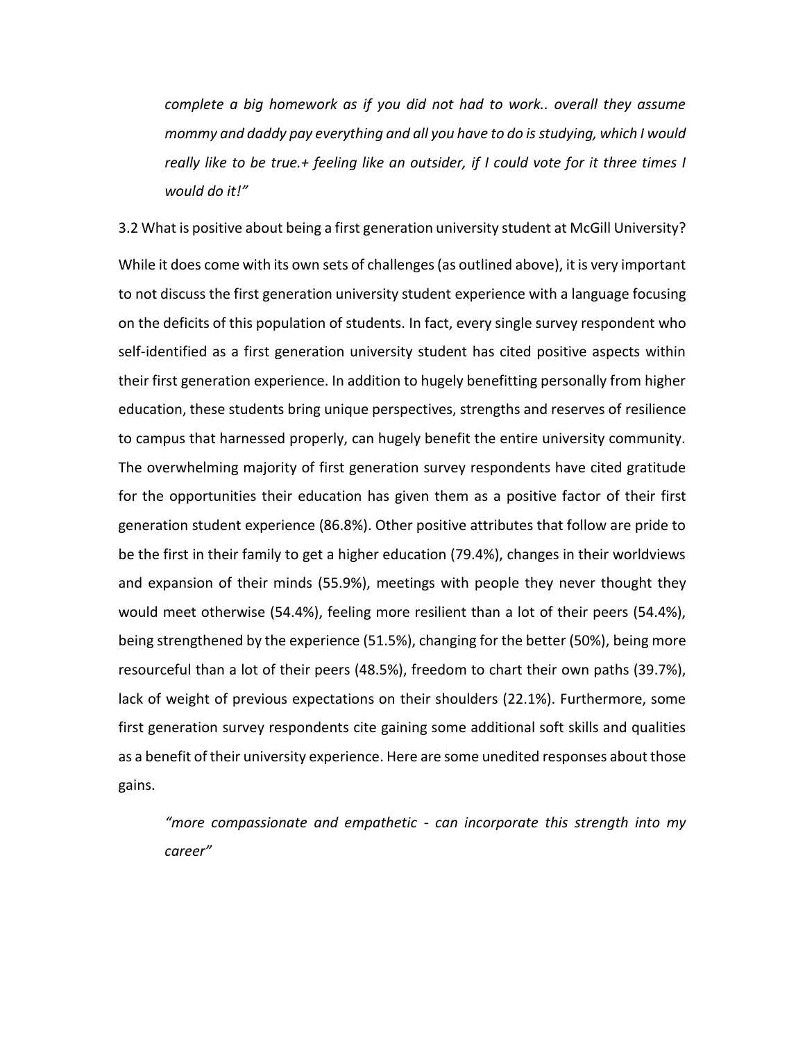*complete a big homework as if you did not had to work.. overall they assume mommy and daddy pay everything and all you have to do is studying, which I would really like to be true.+ feeling like an outsider, if I could vote for it three times I would do it!"*

### 3.2 What is positive about being a first generation university student at McGill University?

While it does come with its own sets of challenges (as outlined above), it is very important to not discuss the first generation university student experience with a language focusing on the deficits of this population of students. In fact, every single survey respondent who self-identified as a first generation university student has cited positive aspects within their first generation experience. In addition to hugely benefitting personally from higher education, these students bring unique perspectives, strengths and reserves of resilience to campus that harnessed properly, can hugely benefit the entire university community. The overwhelming majority of first generation survey respondents have cited gratitude for the opportunities their education has given them as a positive factor of their first generation student experience (86.8%). Other positive attributes that follow are pride to be the first in their family to get a higher education (79.4%), changes in their worldviews and expansion of their minds (55.9%), meetings with people they never thought they would meet otherwise (54.4%), feeling more resilient than a lot of their peers (54.4%), being strengthened by the experience (51.5%), changing for the better (50%), being more resourceful than a lot of their peers (48.5%), freedom to chart their own paths (39.7%), lack of weight of previous expectations on their shoulders (22.1%). Furthermore, some first generation survey respondents cite gaining some additional soft skills and qualities as a benefit of their university experience. Here are some unedited responses about those gains.

*"more compassionate and empathetic - can incorporate this strength into my career"*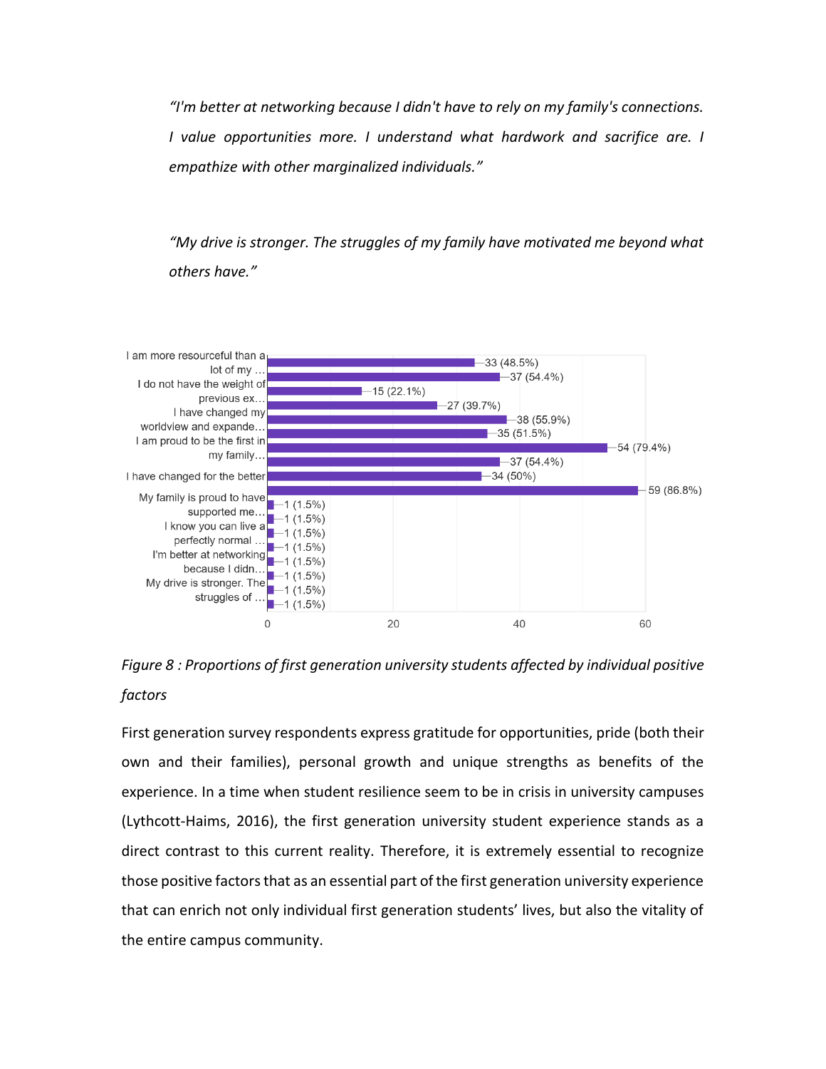*"I'm better at networking because I didn't have to rely on my family's connections. I value opportunities more. I understand what hardwork and sacrifice are. I empathize with other marginalized individuals."*

*"My drive is stronger. The struggles of my family have motivated me beyond what others have."*

| Factor | Count (%) |
|---|---|
| I am more resourceful than a lot of my … | 33 (48.5%) |
| | 37 (54.4%) |
| I do not have the weight of previous ex… | 15 (22.1%) |
| | 27 (39.7%) |
| I have changed my worldview and expande… | 38 (55.9%) |
| | 35 (51.5%) |
| I am proud to be the first in my family… | 54 (79.4%) |
| | 37 (54.4%) |
| I have changed for the better | 34 (50%) |
| | 59 (86.8%) |
| My family is proud to have supported me… | 1 (1.5%) |
| | 1 (1.5%) |
| I know you can live a perfectly normal … | 1 (1.5%) |
| | 1 (1.5%) |
| I'm better at networking because I didn… | 1 (1.5%) |
| | 1 (1.5%) |
| My drive is stronger. The struggles of … | 1 (1.5%) |
| | 1 (1.5%) |

*Figure 8 : Proportions of first generation university students affected by individual positive factors*

First generation survey respondents express gratitude for opportunities, pride (both their own and their families), personal growth and unique strengths as benefits of the experience. In a time when student resilience seem to be in crisis in university campuses (Lythcott-Haims, 2016), the first generation university student experience stands as a direct contrast to this current reality. Therefore, it is extremely essential to recognize those positive factors that as an essential part of the first generation university experience that can enrich not only individual first generation students' lives, but also the vitality of the entire campus community.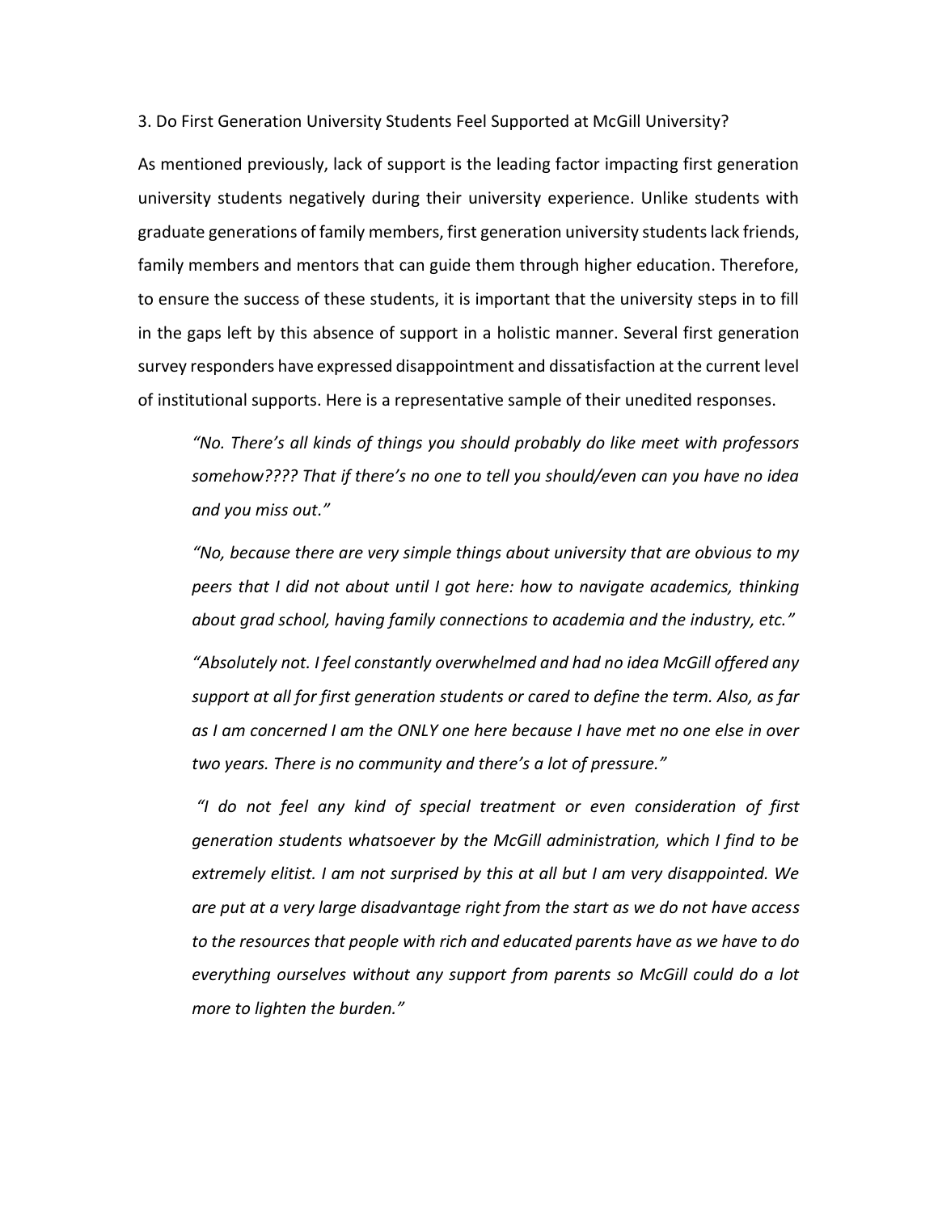### 3. Do First Generation University Students Feel Supported at McGill University?

As mentioned previously, lack of support is the leading factor impacting first generation university students negatively during their university experience. Unlike students with graduate generations of family members, first generation university students lack friends, family members and mentors that can guide them through higher education. Therefore, to ensure the success of these students, it is important that the university steps in to fill in the gaps left by this absence of support in a holistic manner. Several first generation survey responders have expressed disappointment and dissatisfaction at the current level of institutional supports. Here is a representative sample of their unedited responses.

> *"No. There's all kinds of things you should probably do like meet with professors somehow???? That if there's no one to tell you should/even can you have no idea and you miss out."*
>
> *"No, because there are very simple things about university that are obvious to my peers that I did not about until I got here: how to navigate academics, thinking about grad school, having family connections to academia and the industry, etc."*
>
> *"Absolutely not. I feel constantly overwhelmed and had no idea McGill offered any support at all for first generation students or cared to define the term. Also, as far as I am concerned I am the ONLY one here because I have met no one else in over two years. There is no community and there's a lot of pressure."*
>
> *"I do not feel any kind of special treatment or even consideration of first generation students whatsoever by the McGill administration, which I find to be extremely elitist. I am not surprised by this at all but I am very disappointed. We are put at a very large disadvantage right from the start as we do not have access to the resources that people with rich and educated parents have as we have to do everything ourselves without any support from parents so McGill could do a lot more to lighten the burden."*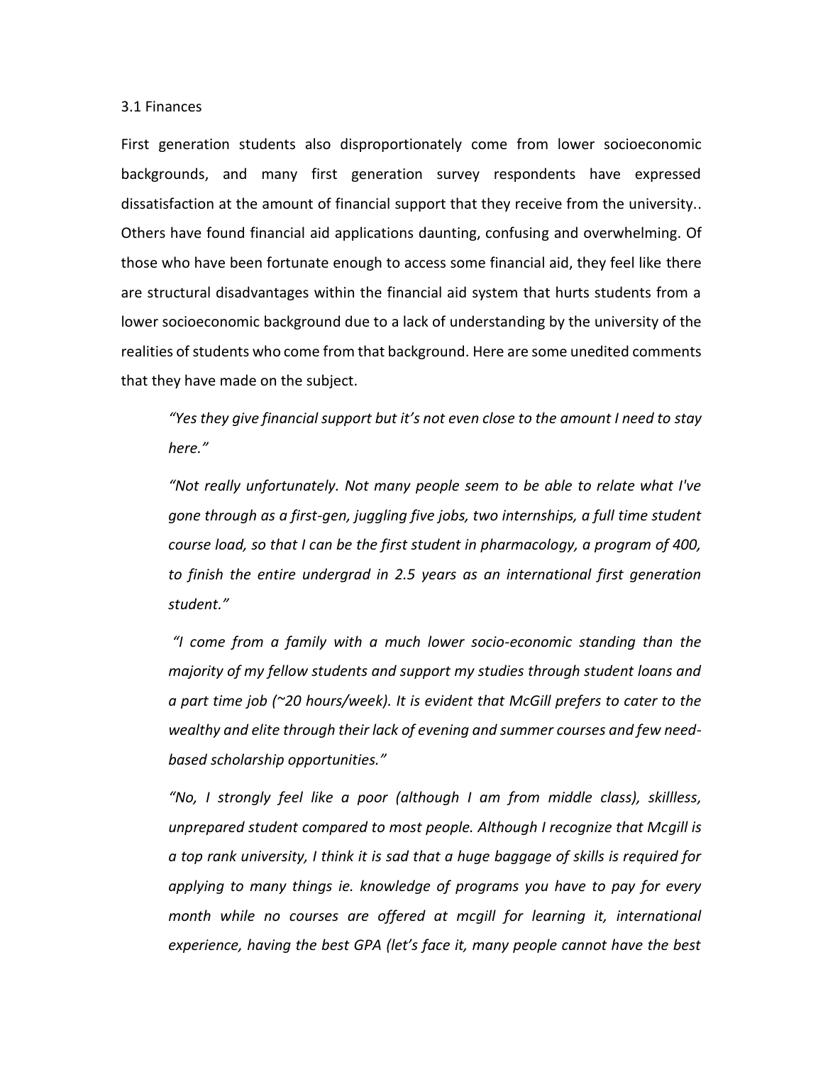### 3.1 Finances

First generation students also disproportionately come from lower socioeconomic backgrounds, and many first generation survey respondents have expressed dissatisfaction at the amount of financial support that they receive from the university.. Others have found financial aid applications daunting, confusing and overwhelming. Of those who have been fortunate enough to access some financial aid, they feel like there are structural disadvantages within the financial aid system that hurts students from a lower socioeconomic background due to a lack of understanding by the university of the realities of students who come from that background. Here are some unedited comments that they have made on the subject.

> *"Yes they give financial support but it's not even close to the amount I need to stay here."*
>
> *"Not really unfortunately. Not many people seem to be able to relate what I've gone through as a first-gen, juggling five jobs, two internships, a full time student course load, so that I can be the first student in pharmacology, a program of 400, to finish the entire undergrad in 2.5 years as an international first generation student."*
>
> *"I come from a family with a much lower socio-economic standing than the majority of my fellow students and support my studies through student loans and a part time job (~20 hours/week). It is evident that McGill prefers to cater to the wealthy and elite through their lack of evening and summer courses and few need-based scholarship opportunities."*
>
> *"No, I strongly feel like a poor (although I am from middle class), skillless, unprepared student compared to most people. Although I recognize that Mcgill is a top rank university, I think it is sad that a huge baggage of skills is required for applying to many things ie. knowledge of programs you have to pay for every month while no courses are offered at mcgill for learning it, international experience, having the best GPA (let's face it, many people cannot have the best*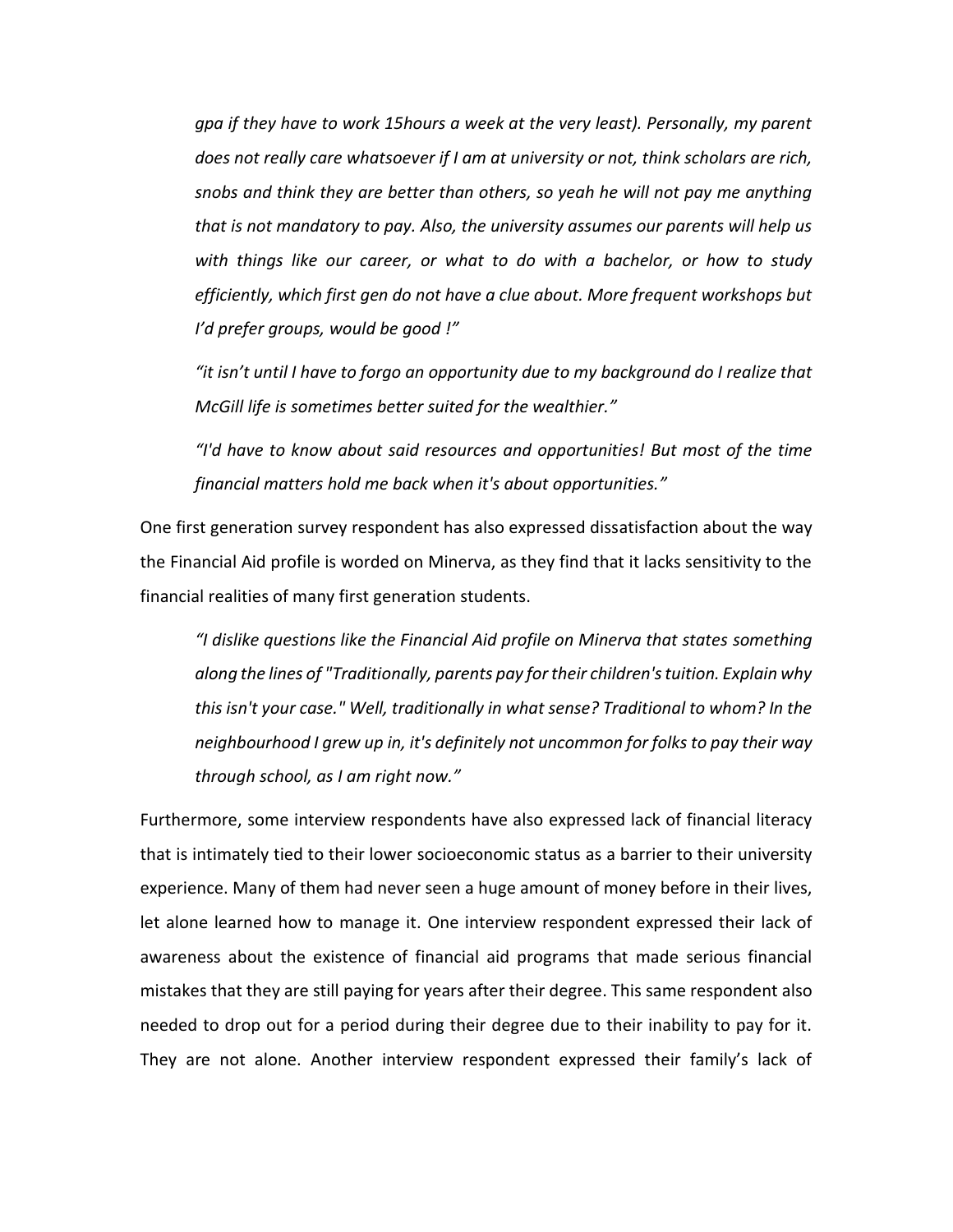*gpa if they have to work 15hours a week at the very least). Personally, my parent does not really care whatsoever if I am at university or not, think scholars are rich, snobs and think they are better than others, so yeah he will not pay me anything that is not mandatory to pay. Also, the university assumes our parents will help us with things like our career, or what to do with a bachelor, or how to study efficiently, which first gen do not have a clue about. More frequent workshops but I'd prefer groups, would be good !"*

*"it isn't until I have to forgo an opportunity due to my background do I realize that McGill life is sometimes better suited for the wealthier."*

*"I'd have to know about said resources and opportunities! But most of the time financial matters hold me back when it's about opportunities."*

One first generation survey respondent has also expressed dissatisfaction about the way the Financial Aid profile is worded on Minerva, as they find that it lacks sensitivity to the financial realities of many first generation students.

*"I dislike questions like the Financial Aid profile on Minerva that states something along the lines of "Traditionally, parents pay for their children's tuition. Explain why this isn't your case." Well, traditionally in what sense? Traditional to whom? In the neighbourhood I grew up in, it's definitely not uncommon for folks to pay their way through school, as I am right now."*

Furthermore, some interview respondents have also expressed lack of financial literacy that is intimately tied to their lower socioeconomic status as a barrier to their university experience. Many of them had never seen a huge amount of money before in their lives, let alone learned how to manage it. One interview respondent expressed their lack of awareness about the existence of financial aid programs that made serious financial mistakes that they are still paying for years after their degree. This same respondent also needed to drop out for a period during their degree due to their inability to pay for it. They are not alone. Another interview respondent expressed their family's lack of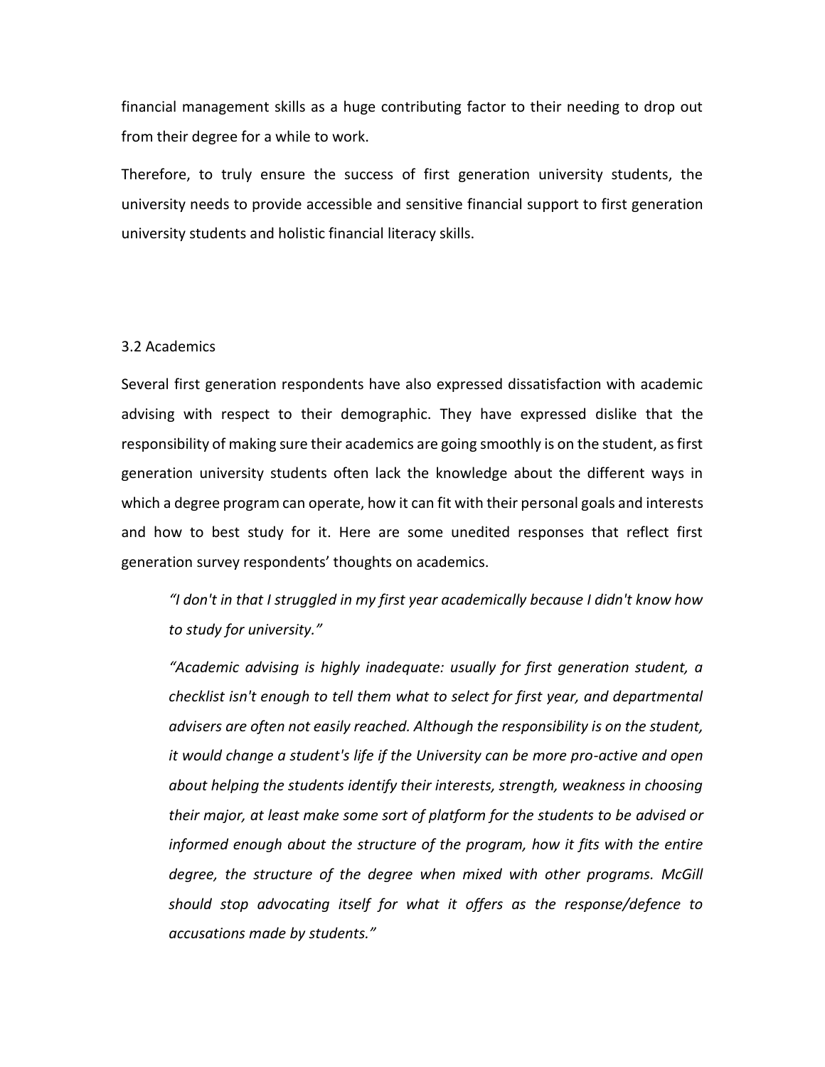financial management skills as a huge contributing factor to their needing to drop out from their degree for a while to work.

Therefore, to truly ensure the success of first generation university students, the university needs to provide accessible and sensitive financial support to first generation university students and holistic financial literacy skills.

### 3.2 Academics

Several first generation respondents have also expressed dissatisfaction with academic advising with respect to their demographic. They have expressed dislike that the responsibility of making sure their academics are going smoothly is on the student, as first generation university students often lack the knowledge about the different ways in which a degree program can operate, how it can fit with their personal goals and interests and how to best study for it. Here are some unedited responses that reflect first generation survey respondents' thoughts on academics.

> *"I don't in that I struggled in my first year academically because I didn't know how to study for university."*
>
> *"Academic advising is highly inadequate: usually for first generation student, a checklist isn't enough to tell them what to select for first year, and departmental advisers are often not easily reached. Although the responsibility is on the student, it would change a student's life if the University can be more pro-active and open about helping the students identify their interests, strength, weakness in choosing their major, at least make some sort of platform for the students to be advised or informed enough about the structure of the program, how it fits with the entire degree, the structure of the degree when mixed with other programs. McGill should stop advocating itself for what it offers as the response/defence to accusations made by students."*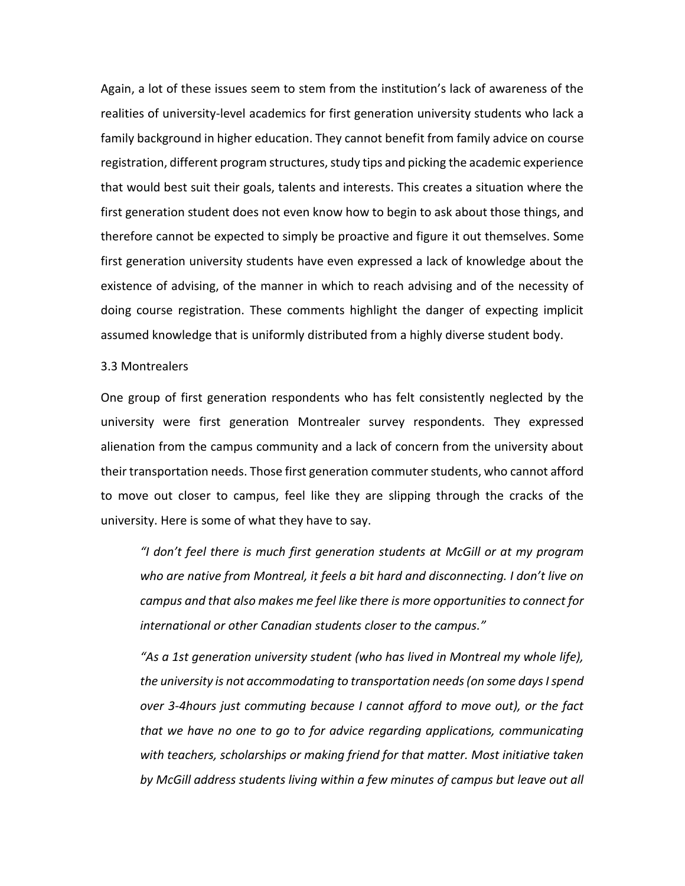Again, a lot of these issues seem to stem from the institution's lack of awareness of the realities of university-level academics for first generation university students who lack a family background in higher education. They cannot benefit from family advice on course registration, different program structures, study tips and picking the academic experience that would best suit their goals, talents and interests. This creates a situation where the first generation student does not even know how to begin to ask about those things, and therefore cannot be expected to simply be proactive and figure it out themselves. Some first generation university students have even expressed a lack of knowledge about the existence of advising, of the manner in which to reach advising and of the necessity of doing course registration. These comments highlight the danger of expecting implicit assumed knowledge that is uniformly distributed from a highly diverse student body.

### 3.3 Montrealers

One group of first generation respondents who has felt consistently neglected by the university were first generation Montrealer survey respondents. They expressed alienation from the campus community and a lack of concern from the university about their transportation needs. Those first generation commuter students, who cannot afford to move out closer to campus, feel like they are slipping through the cracks of the university. Here is some of what they have to say.

> *"I don't feel there is much first generation students at McGill or at my program who are native from Montreal, it feels a bit hard and disconnecting. I don't live on campus and that also makes me feel like there is more opportunities to connect for international or other Canadian students closer to the campus."*
>
> *"As a 1st generation university student (who has lived in Montreal my whole life), the university is not accommodating to transportation needs (on some days I spend over 3-4hours just commuting because I cannot afford to move out), or the fact that we have no one to go to for advice regarding applications, communicating with teachers, scholarships or making friend for that matter. Most initiative taken by McGill address students living within a few minutes of campus but leave out all*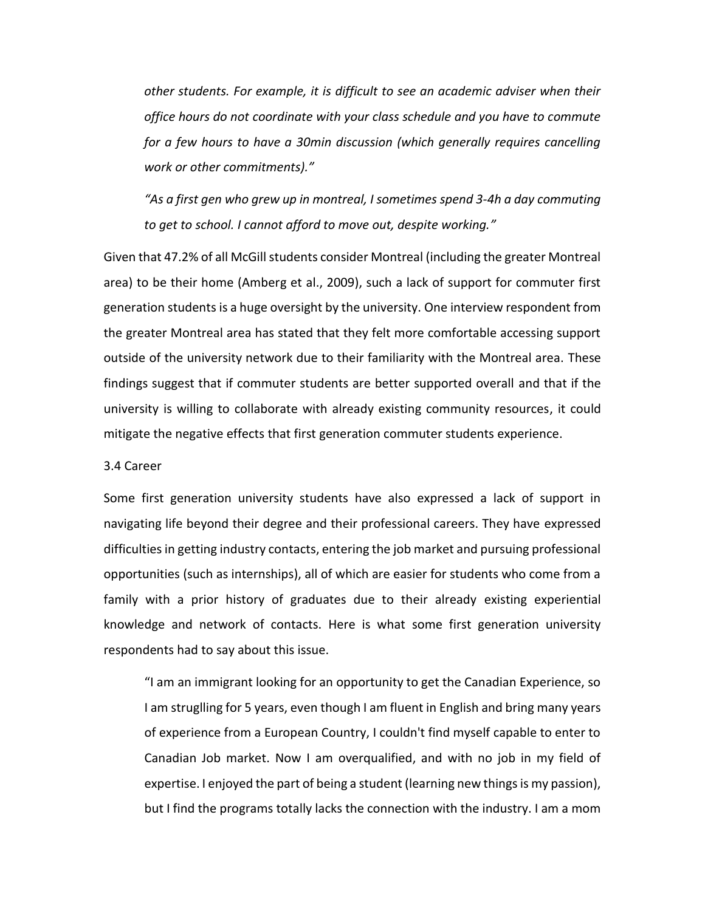*other students. For example, it is difficult to see an academic adviser when their office hours do not coordinate with your class schedule and you have to commute for a few hours to have a 30min discussion (which generally requires cancelling work or other commitments)."*

> *"As a first gen who grew up in montreal, I sometimes spend 3-4h a day commuting to get to school. I cannot afford to move out, despite working."*

Given that 47.2% of all McGill students consider Montreal (including the greater Montreal area) to be their home (Amberg et al., 2009), such a lack of support for commuter first generation students is a huge oversight by the university. One interview respondent from the greater Montreal area has stated that they felt more comfortable accessing support outside of the university network due to their familiarity with the Montreal area. These findings suggest that if commuter students are better supported overall and that if the university is willing to collaborate with already existing community resources, it could mitigate the negative effects that first generation commuter students experience.

### 3.4 Career

Some first generation university students have also expressed a lack of support in navigating life beyond their degree and their professional careers. They have expressed difficulties in getting industry contacts, entering the job market and pursuing professional opportunities (such as internships), all of which are easier for students who come from a family with a prior history of graduates due to their already existing experiential knowledge and network of contacts. Here is what some first generation university respondents had to say about this issue.

> "I am an immigrant looking for an opportunity to get the Canadian Experience, so I am struglling for 5 years, even though I am fluent in English and bring many years of experience from a European Country, I couldn't find myself capable to enter to Canadian Job market. Now I am overqualified, and with no job in my field of expertise. I enjoyed the part of being a student (learning new things is my passion), but I find the programs totally lacks the connection with the industry. I am a mom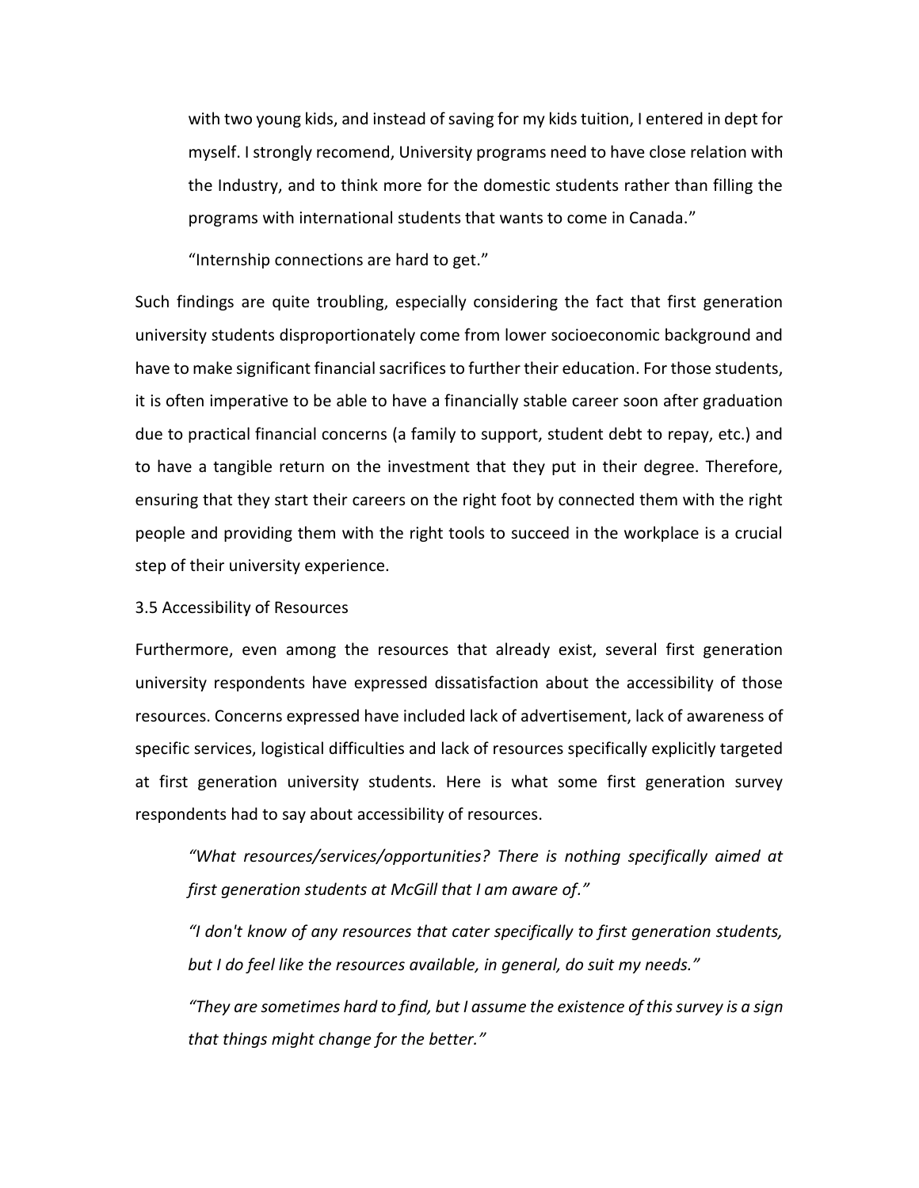with two young kids, and instead of saving for my kids tuition, I entered in dept for myself. I strongly recomend, University programs need to have close relation with the Industry, and to think more for the domestic students rather than filling the programs with international students that wants to come in Canada."

"Internship connections are hard to get."

Such findings are quite troubling, especially considering the fact that first generation university students disproportionately come from lower socioeconomic background and have to make significant financial sacrifices to further their education. For those students, it is often imperative to be able to have a financially stable career soon after graduation due to practical financial concerns (a family to support, student debt to repay, etc.) and to have a tangible return on the investment that they put in their degree. Therefore, ensuring that they start their careers on the right foot by connected them with the right people and providing them with the right tools to succeed in the workplace is a crucial step of their university experience.

3.5 Accessibility of Resources

Furthermore, even among the resources that already exist, several first generation university respondents have expressed dissatisfaction about the accessibility of those resources. Concerns expressed have included lack of advertisement, lack of awareness of specific services, logistical difficulties and lack of resources specifically explicitly targeted at first generation university students. Here is what some first generation survey respondents had to say about accessibility of resources.

*"What resources/services/opportunities? There is nothing specifically aimed at first generation students at McGill that I am aware of."*

*"I don't know of any resources that cater specifically to first generation students, but I do feel like the resources available, in general, do suit my needs."*

*"They are sometimes hard to find, but I assume the existence of this survey is a sign that things might change for the better."*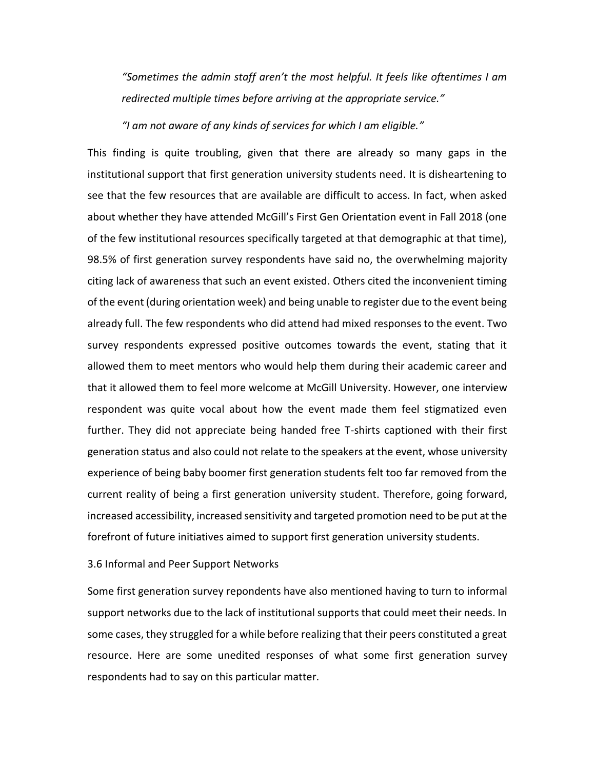*"Sometimes the admin staff aren't the most helpful. It feels like oftentimes I am redirected multiple times before arriving at the appropriate service."*

*"I am not aware of any kinds of services for which I am eligible."*

This finding is quite troubling, given that there are already so many gaps in the institutional support that first generation university students need. It is disheartening to see that the few resources that are available are difficult to access. In fact, when asked about whether they have attended McGill's First Gen Orientation event in Fall 2018 (one of the few institutional resources specifically targeted at that demographic at that time), 98.5% of first generation survey respondents have said no, the overwhelming majority citing lack of awareness that such an event existed. Others cited the inconvenient timing of the event (during orientation week) and being unable to register due to the event being already full. The few respondents who did attend had mixed responses to the event. Two survey respondents expressed positive outcomes towards the event, stating that it allowed them to meet mentors who would help them during their academic career and that it allowed them to feel more welcome at McGill University. However, one interview respondent was quite vocal about how the event made them feel stigmatized even further. They did not appreciate being handed free T-shirts captioned with their first generation status and also could not relate to the speakers at the event, whose university experience of being baby boomer first generation students felt too far removed from the current reality of being a first generation university student. Therefore, going forward, increased accessibility, increased sensitivity and targeted promotion need to be put at the forefront of future initiatives aimed to support first generation university students.

### 3.6 Informal and Peer Support Networks

Some first generation survey repondents have also mentioned having to turn to informal support networks due to the lack of institutional supports that could meet their needs. In some cases, they struggled for a while before realizing that their peers constituted a great resource. Here are some unedited responses of what some first generation survey respondents had to say on this particular matter.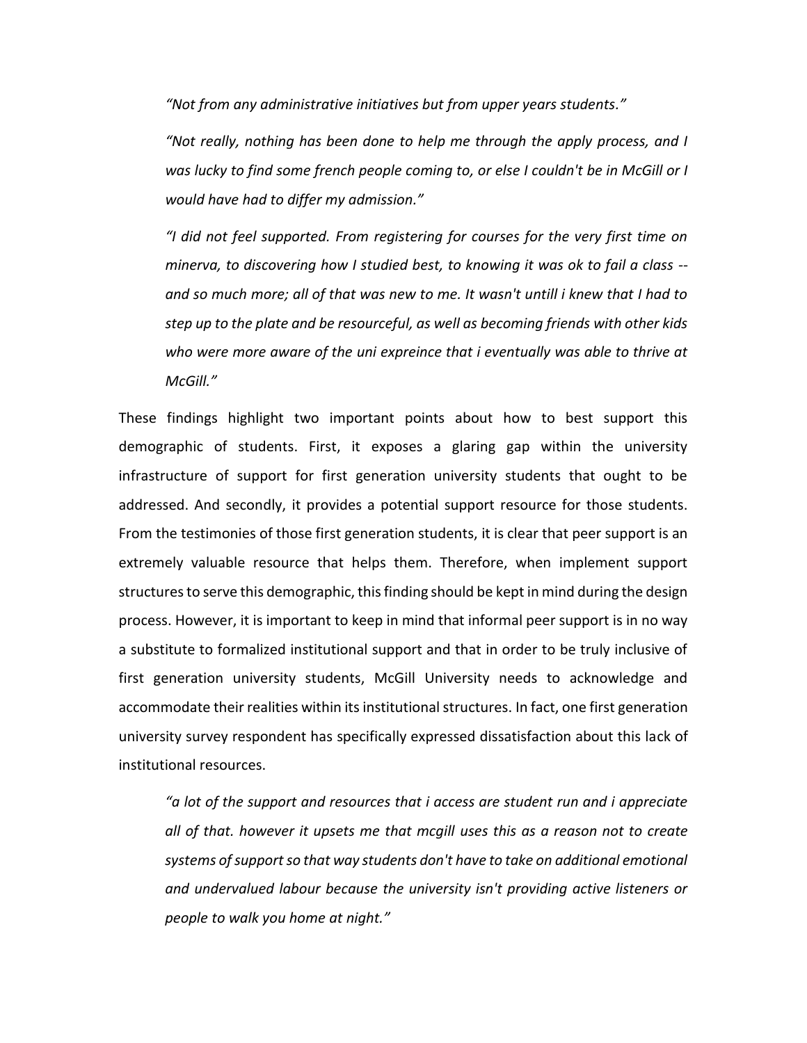> *"Not from any administrative initiatives but from upper years students."*
>
> *"Not really, nothing has been done to help me through the apply process, and I was lucky to find some french people coming to, or else I couldn't be in McGill or I would have had to differ my admission."*
>
> *"I did not feel supported. From registering for courses for the very first time on minerva, to discovering how I studied best, to knowing it was ok to fail a class -- and so much more; all of that was new to me. It wasn't untill i knew that I had to step up to the plate and be resourceful, as well as becoming friends with other kids who were more aware of the uni expreince that i eventually was able to thrive at McGill."*

These findings highlight two important points about how to best support this demographic of students. First, it exposes a glaring gap within the university infrastructure of support for first generation university students that ought to be addressed. And secondly, it provides a potential support resource for those students. From the testimonies of those first generation students, it is clear that peer support is an extremely valuable resource that helps them. Therefore, when implement support structures to serve this demographic, this finding should be kept in mind during the design process. However, it is important to keep in mind that informal peer support is in no way a substitute to formalized institutional support and that in order to be truly inclusive of first generation university students, McGill University needs to acknowledge and accommodate their realities within its institutional structures. In fact, one first generation university survey respondent has specifically expressed dissatisfaction about this lack of institutional resources.

> *"a lot of the support and resources that i access are student run and i appreciate all of that. however it upsets me that mcgill uses this as a reason not to create systems of support so that way students don't have to take on additional emotional and undervalued labour because the university isn't providing active listeners or people to walk you home at night."*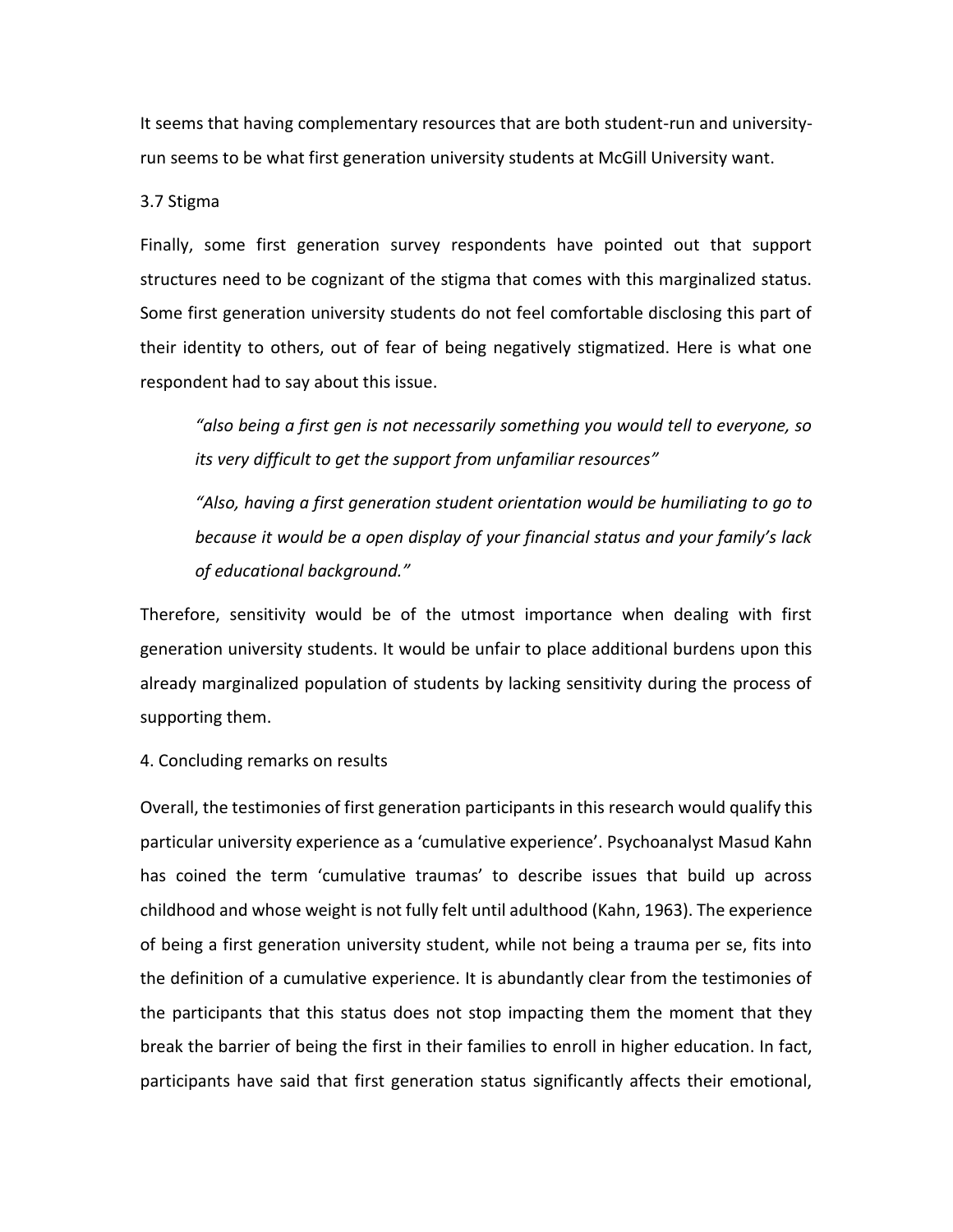It seems that having complementary resources that are both student-run and university-run seems to be what first generation university students at McGill University want.

### 3.7 Stigma

Finally, some first generation survey respondents have pointed out that support structures need to be cognizant of the stigma that comes with this marginalized status. Some first generation university students do not feel comfortable disclosing this part of their identity to others, out of fear of being negatively stigmatized. Here is what one respondent had to say about this issue.

> *"also being a first gen is not necessarily something you would tell to everyone, so its very difficult to get the support from unfamiliar resources"*
>
> *"Also, having a first generation student orientation would be humiliating to go to because it would be a open display of your financial status and your family's lack of educational background."*

Therefore, sensitivity would be of the utmost importance when dealing with first generation university students. It would be unfair to place additional burdens upon this already marginalized population of students by lacking sensitivity during the process of supporting them.

## 4. Concluding remarks on results

Overall, the testimonies of first generation participants in this research would qualify this particular university experience as a 'cumulative experience'. Psychoanalyst Masud Kahn has coined the term 'cumulative traumas' to describe issues that build up across childhood and whose weight is not fully felt until adulthood (Kahn, 1963). The experience of being a first generation university student, while not being a trauma per se, fits into the definition of a cumulative experience. It is abundantly clear from the testimonies of the participants that this status does not stop impacting them the moment that they break the barrier of being the first in their families to enroll in higher education. In fact, participants have said that first generation status significantly affects their emotional,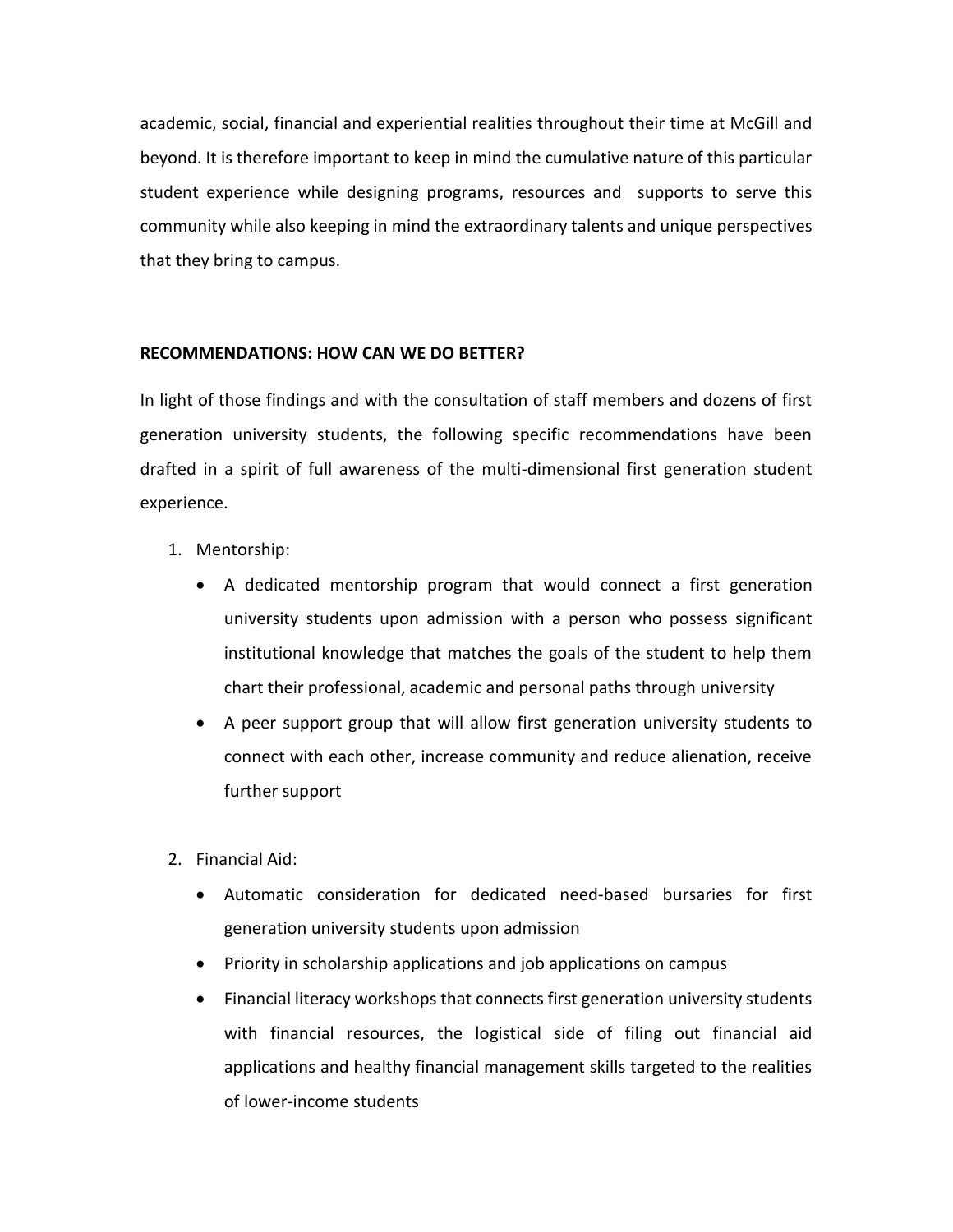academic, social, financial and experiential realities throughout their time at McGill and beyond. It is therefore important to keep in mind the cumulative nature of this particular student experience while designing programs, resources and supports to serve this community while also keeping in mind the extraordinary talents and unique perspectives that they bring to campus.

**RECOMMENDATIONS: HOW CAN WE DO BETTER?**

In light of those findings and with the consultation of staff members and dozens of first generation university students, the following specific recommendations have been drafted in a spirit of full awareness of the multi-dimensional first generation student experience.

1. Mentorship:
   - A dedicated mentorship program that would connect a first generation university students upon admission with a person who possess significant institutional knowledge that matches the goals of the student to help them chart their professional, academic and personal paths through university
   - A peer support group that will allow first generation university students to connect with each other, increase community and reduce alienation, receive further support

2. Financial Aid:
   - Automatic consideration for dedicated need-based bursaries for first generation university students upon admission
   - Priority in scholarship applications and job applications on campus
   - Financial literacy workshops that connects first generation university students with financial resources, the logistical side of filing out financial aid applications and healthy financial management skills targeted to the realities of lower-income students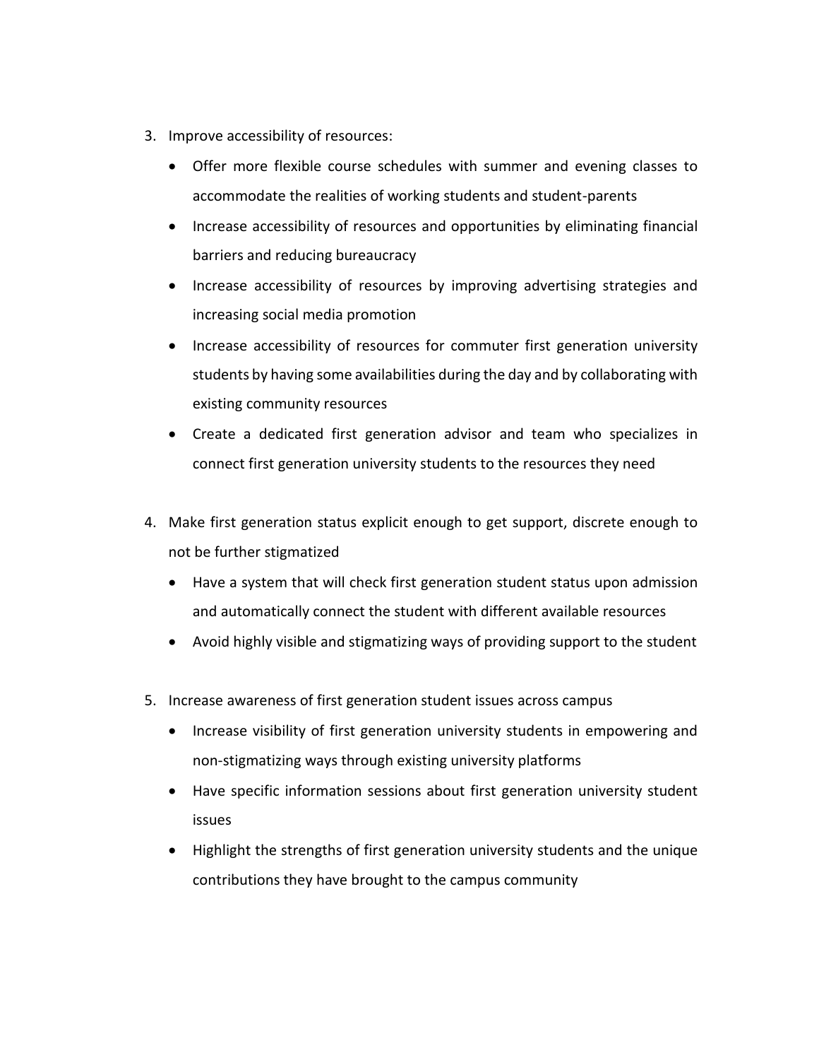3. Improve accessibility of resources:
    - Offer more flexible course schedules with summer and evening classes to accommodate the realities of working students and student-parents
    - Increase accessibility of resources and opportunities by eliminating financial barriers and reducing bureaucracy
    - Increase accessibility of resources by improving advertising strategies and increasing social media promotion
    - Increase accessibility of resources for commuter first generation university students by having some availabilities during the day and by collaborating with existing community resources
    - Create a dedicated first generation advisor and team who specializes in connect first generation university students to the resources they need

4. Make first generation status explicit enough to get support, discrete enough to not be further stigmatized
    - Have a system that will check first generation student status upon admission and automatically connect the student with different available resources
    - Avoid highly visible and stigmatizing ways of providing support to the student

5. Increase awareness of first generation student issues across campus
    - Increase visibility of first generation university students in empowering and non-stigmatizing ways through existing university platforms
    - Have specific information sessions about first generation university student issues
    - Highlight the strengths of first generation university students and the unique contributions they have brought to the campus community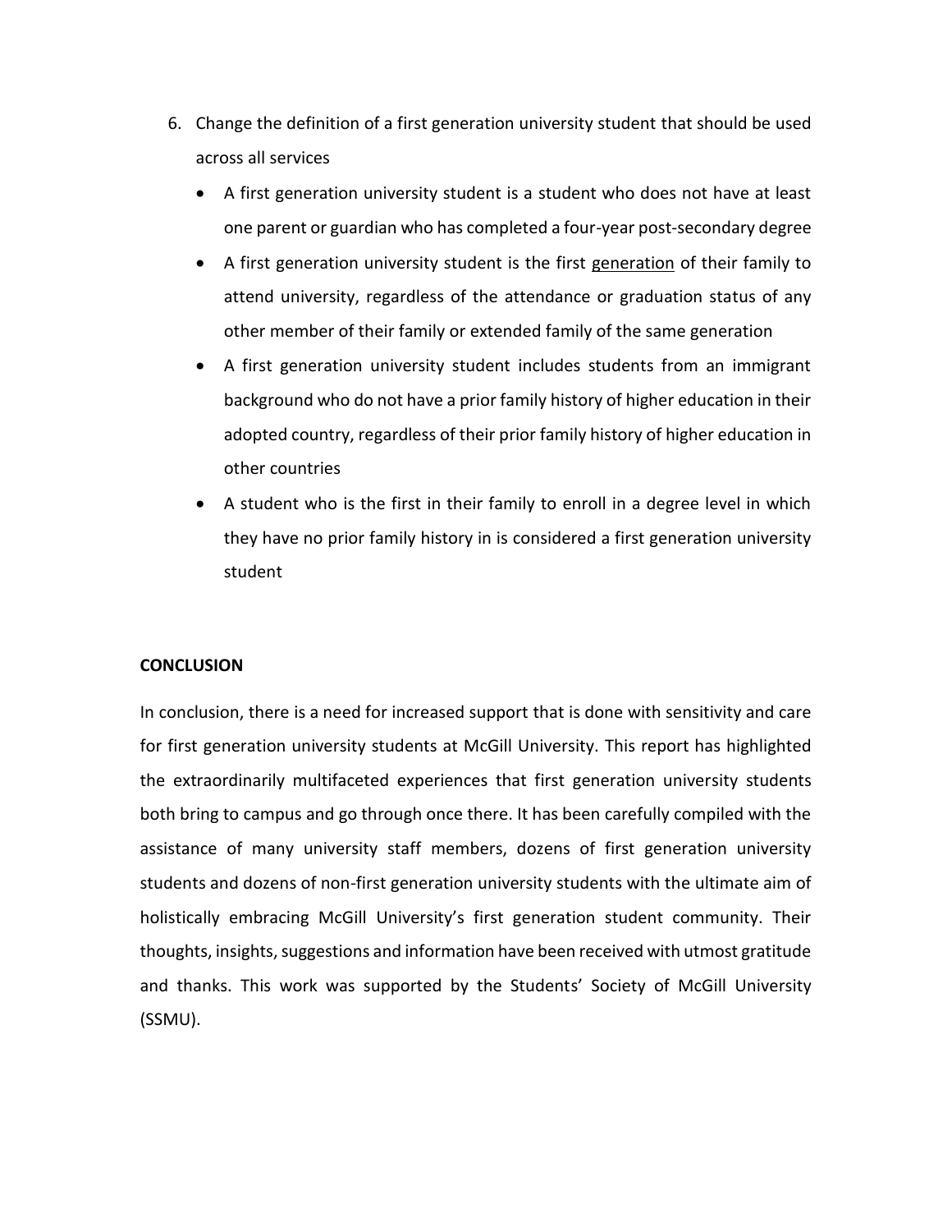6. Change the definition of a first generation university student that should be used across all services
    - A first generation university student is a student who does not have at least one parent or guardian who has completed a four-year post-secondary degree
    - A first generation university student is the first <u>generation</u> of their family to attend university, regardless of the attendance or graduation status of any other member of their family or extended family of the same generation
    - A first generation university student includes students from an immigrant background who do not have a prior family history of higher education in their adopted country, regardless of their prior family history of higher education in other countries
    - A student who is the first in their family to enroll in a degree level in which they have no prior family history in is considered a first generation university student

**CONCLUSION**

In conclusion, there is a need for increased support that is done with sensitivity and care for first generation university students at McGill University. This report has highlighted the extraordinarily multifaceted experiences that first generation university students both bring to campus and go through once there. It has been carefully compiled with the assistance of many university staff members, dozens of first generation university students and dozens of non-first generation university students with the ultimate aim of holistically embracing McGill University's first generation student community. Their thoughts, insights, suggestions and information have been received with utmost gratitude and thanks. This work was supported by the Students' Society of McGill University (SSMU).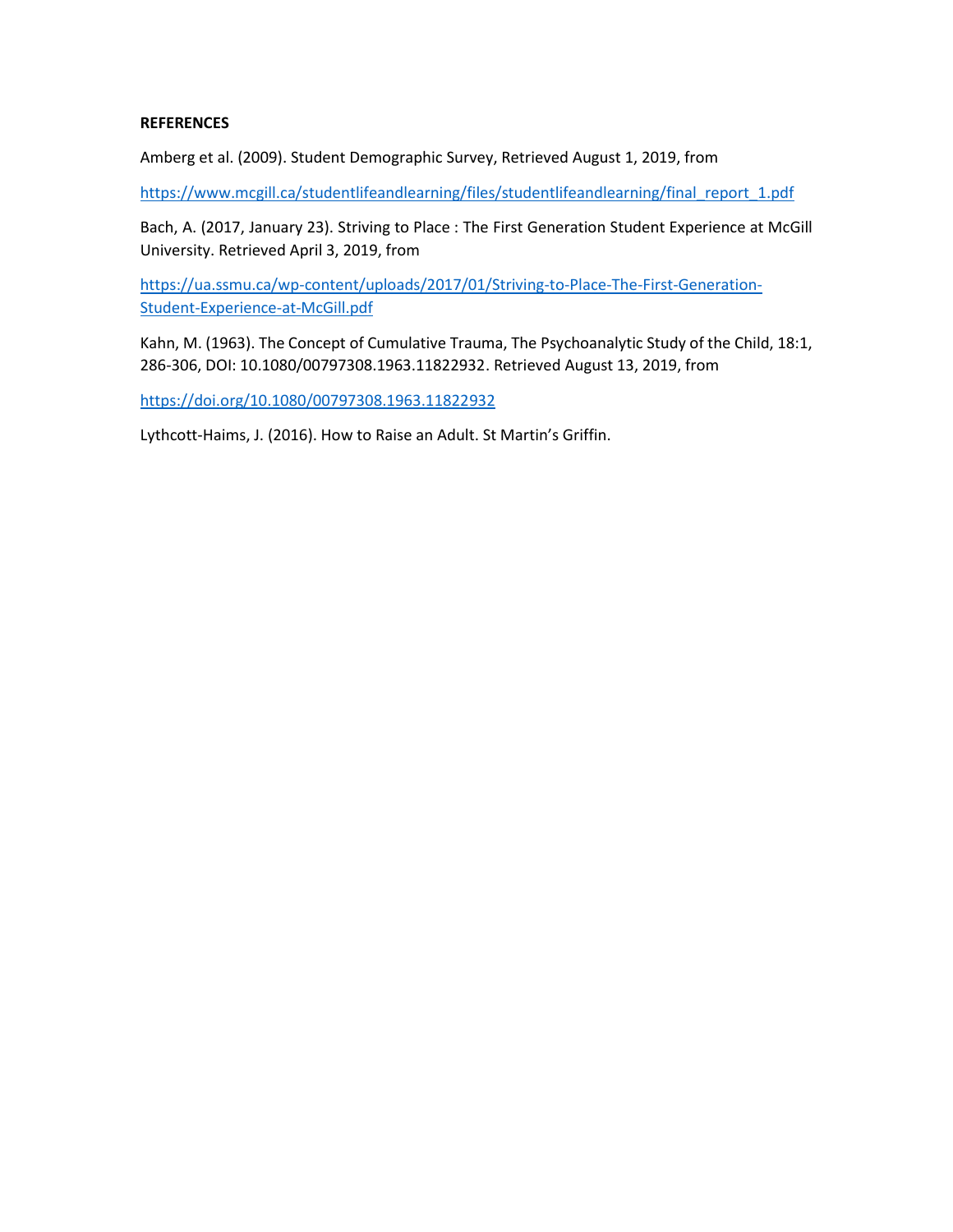**REFERENCES**

Amberg et al. (2009). Student Demographic Survey, Retrieved August 1, 2019, from

https://www.mcgill.ca/studentlifeandlearning/files/studentlifeandlearning/final_report_1.pdf

Bach, A. (2017, January 23). Striving to Place : The First Generation Student Experience at McGill University. Retrieved April 3, 2019, from

https://ua.ssmu.ca/wp-content/uploads/2017/01/Striving-to-Place-The-First-Generation-Student-Experience-at-McGill.pdf

Kahn, M. (1963). The Concept of Cumulative Trauma, The Psychoanalytic Study of the Child, 18:1, 286-306, DOI: 10.1080/00797308.1963.11822932. Retrieved August 13, 2019, from

https://doi.org/10.1080/00797308.1963.11822932

Lythcott-Haims, J. (2016). How to Raise an Adult. St Martin's Griffin.